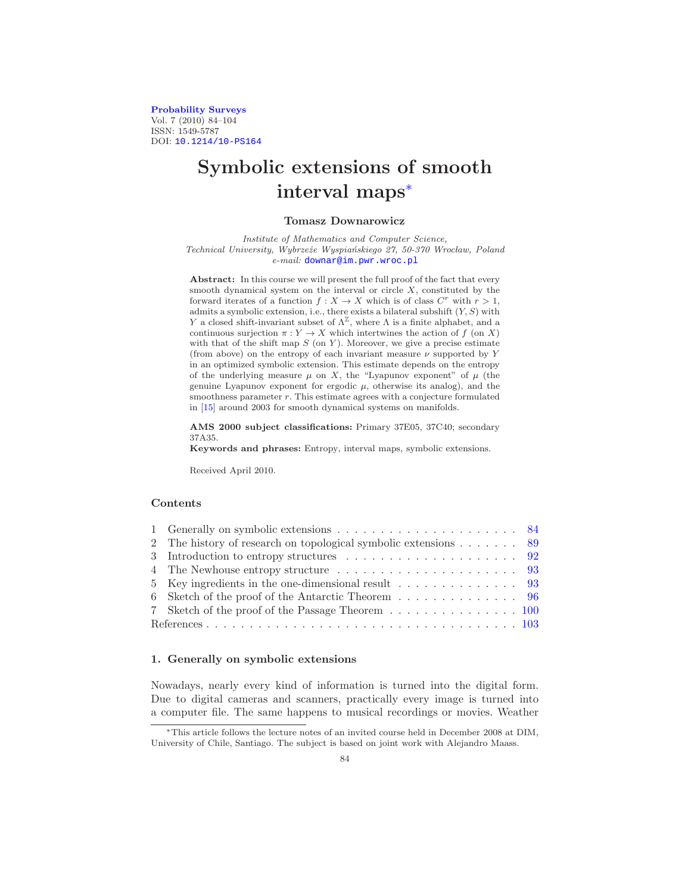Probability Surveys
Vol. 7 (2010) 84–104
ISSN: 1549-5787
DOI: 10.1214/10-PS164

# Symbolic extensions of smooth interval maps*

**Tomasz Downarowicz**

*Institute of Mathematics and Computer Science,*
*Technical University, Wybrzeże Wyspiańskiego 27, 50-370 Wrocław, Poland*
*e-mail:* downar@im.pwr.wroc.pl

**Abstract:** In this course we will present the full proof of the fact that every smooth dynamical system on the interval or circle $X$, constituted by the forward iterates of a function $f : X \to X$ which is of class $C^r$ with $r > 1$, admits a symbolic extension, i.e., there exists a bilateral subshift $(Y, S)$ with $Y$ a closed shift-invariant subset of $\Lambda^{\mathbb{Z}}$, where $\Lambda$ is a finite alphabet, and a continuous surjection $\pi : Y \to X$ which intertwines the action of $f$ (on $X$) with that of the shift map $S$ (on $Y$). Moreover, we give a precise estimate (from above) on the entropy of each invariant measure $\nu$ supported by $Y$ in an optimized symbolic extension. This estimate depends on the entropy of the underlying measure $\mu$ on $X$, the "Lyapunov exponent" of $\mu$ (the genuine Lyapunov exponent for ergodic $\mu$, otherwise its analog), and the smoothness parameter $r$. This estimate agrees with a conjecture formulated in [15] around 2003 for smooth dynamical systems on manifolds.

**AMS 2000 subject classifications:** Primary 37E05, 37C40; secondary 37A35.
**Keywords and phrases:** Entropy, interval maps, symbolic extensions.

Received April 2010.

## Contents

| | | |
|---|---|---|
| 1 | Generally on symbolic extensions | 84 |
| 2 | The history of research on topological symbolic extensions | 89 |
| 3 | Introduction to entropy structures | 92 |
| 4 | The Newhouse entropy structure | 93 |
| 5 | Key ingredients in the one-dimensional result | 93 |
| 6 | Sketch of the proof of the Antarctic Theorem | 96 |
| 7 | Sketch of the proof of the Passage Theorem | 100 |
| | References | 103 |

## 1. Generally on symbolic extensions

Nowadays, nearly every kind of information is turned into the digital form. Due to digital cameras and scanners, practically every image is turned into a computer file. The same happens to musical recordings or movies. Weather

*This article follows the lecture notes of an invited course held in December 2008 at DIM, University of Chile, Santiago. The subject is based on joint work with Alejandro Maass.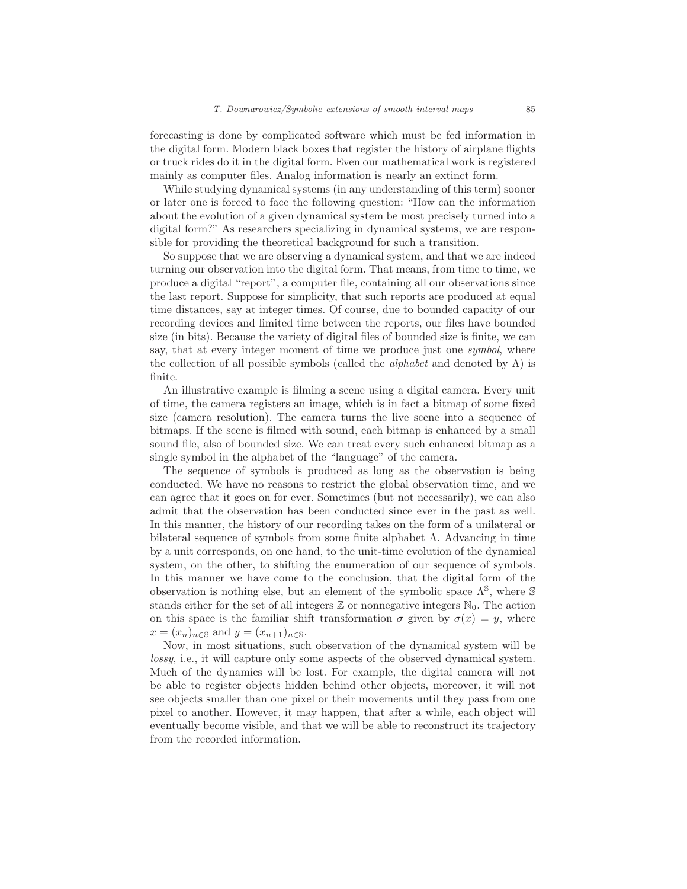forecasting is done by complicated software which must be fed information in the digital form. Modern black boxes that register the history of airplane flights or truck rides do it in the digital form. Even our mathematical work is registered mainly as computer files. Analog information is nearly an extinct form.

While studying dynamical systems (in any understanding of this term) sooner or later one is forced to face the following question: "How can the information about the evolution of a given dynamical system be most precisely turned into a digital form?" As researchers specializing in dynamical systems, we are responsible for providing the theoretical background for such a transition.

So suppose that we are observing a dynamical system, and that we are indeed turning our observation into the digital form. That means, from time to time, we produce a digital "report", a computer file, containing all our observations since the last report. Suppose for simplicity, that such reports are produced at equal time distances, say at integer times. Of course, due to bounded capacity of our recording devices and limited time between the reports, our files have bounded size (in bits). Because the variety of digital files of bounded size is finite, we can say, that at every integer moment of time we produce just one *symbol*, where the collection of all possible symbols (called the *alphabet* and denoted by $\Lambda$) is finite.

An illustrative example is filming a scene using a digital camera. Every unit of time, the camera registers an image, which is in fact a bitmap of some fixed size (camera resolution). The camera turns the live scene into a sequence of bitmaps. If the scene is filmed with sound, each bitmap is enhanced by a small sound file, also of bounded size. We can treat every such enhanced bitmap as a single symbol in the alphabet of the "language" of the camera.

The sequence of symbols is produced as long as the observation is being conducted. We have no reasons to restrict the global observation time, and we can agree that it goes on for ever. Sometimes (but not necessarily), we can also admit that the observation has been conducted since ever in the past as well. In this manner, the history of our recording takes on the form of a unilateral or bilateral sequence of symbols from some finite alphabet $\Lambda$. Advancing in time by a unit corresponds, on one hand, to the unit-time evolution of the dynamical system, on the other, to shifting the enumeration of our sequence of symbols. In this manner we have come to the conclusion, that the digital form of the observation is nothing else, but an element of the symbolic space $\Lambda^{\mathbb{S}}$, where $\mathbb{S}$ stands either for the set of all integers $\mathbb{Z}$ or nonnegative integers $\mathbb{N}_0$. The action on this space is the familiar shift transformation $\sigma$ given by $\sigma(x) = y$, where $x = (x_n)_{n\in\mathbb{S}}$ and $y = (x_{n+1})_{n\in\mathbb{S}}$.

Now, in most situations, such observation of the dynamical system will be *lossy*, i.e., it will capture only some aspects of the observed dynamical system. Much of the dynamics will be lost. For example, the digital camera will not be able to register objects hidden behind other objects, moreover, it will not see objects smaller than one pixel or their movements until they pass from one pixel to another. However, it may happen, that after a while, each object will eventually become visible, and that we will be able to reconstruct its trajectory from the recorded information.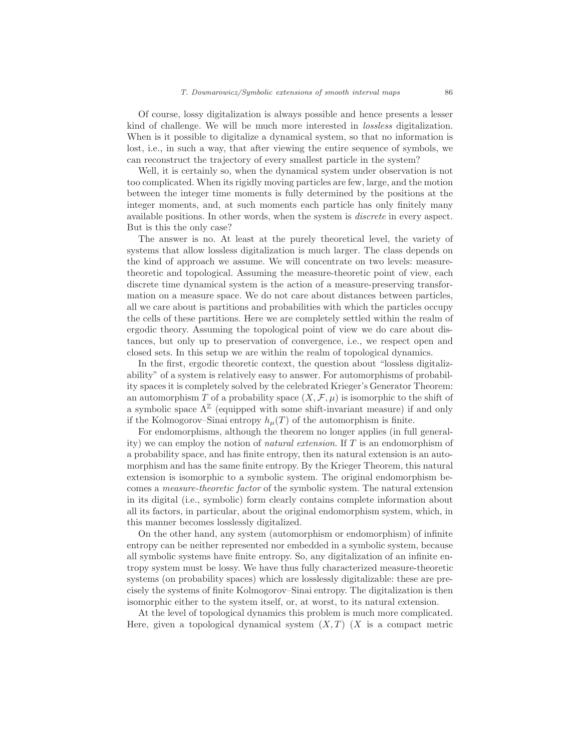Of course, lossy digitalization is always possible and hence presents a lesser kind of challenge. We will be much more interested in *lossless* digitalization. When is it possible to digitalize a dynamical system, so that no information is lost, i.e., in such a way, that after viewing the entire sequence of symbols, we can reconstruct the trajectory of every smallest particle in the system?

Well, it is certainly so, when the dynamical system under observation is not too complicated. When its rigidly moving particles are few, large, and the motion between the integer time moments is fully determined by the positions at the integer moments, and, at such moments each particle has only finitely many available positions. In other words, when the system is *discrete* in every aspect. But is this the only case?

The answer is no. At least at the purely theoretical level, the variety of systems that allow lossless digitalization is much larger. The class depends on the kind of approach we assume. We will concentrate on two levels: measure-theoretic and topological. Assuming the measure-theoretic point of view, each discrete time dynamical system is the action of a measure-preserving transformation on a measure space. We do not care about distances between particles, all we care about is partitions and probabilities with which the particles occupy the cells of these partitions. Here we are completely settled within the realm of ergodic theory. Assuming the topological point of view we do care about distances, but only up to preservation of convergence, i.e., we respect open and closed sets. In this setup we are within the realm of topological dynamics.

In the first, ergodic theoretic context, the question about "lossless digitalizability" of a system is relatively easy to answer. For automorphisms of probability spaces it is completely solved by the celebrated Krieger's Generator Theorem: an automorphism $T$ of a probability space $(X, \mathcal{F}, \mu)$ is isomorphic to the shift of a symbolic space $\Lambda^{\mathbb{Z}}$ (equipped with some shift-invariant measure) if and only if the Kolmogorov–Sinai entropy $h_\mu(T)$ of the automorphism is finite.

For endomorphisms, although the theorem no longer applies (in full generality) we can employ the notion of *natural extension*. If $T$ is an endomorphism of a probability space, and has finite entropy, then its natural extension is an automorphism and has the same finite entropy. By the Krieger Theorem, this natural extension is isomorphic to a symbolic system. The original endomorphism becomes a *measure-theoretic factor* of the symbolic system. The natural extension in its digital (i.e., symbolic) form clearly contains complete information about all its factors, in particular, about the original endomorphism system, which, in this manner becomes losslessly digitalized.

On the other hand, any system (automorphism or endomorphism) of infinite entropy can be neither represented nor embedded in a symbolic system, because all symbolic systems have finite entropy. So, any digitalization of an infinite entropy system must be lossy. We have thus fully characterized measure-theoretic systems (on probability spaces) which are losslessly digitalizable: these are precisely the systems of finite Kolmogorov–Sinai entropy. The digitalization is then isomorphic either to the system itself, or, at worst, to its natural extension.

At the level of topological dynamics this problem is much more complicated. Here, given a topological dynamical system $(X, T)$ ($X$ is a compact metric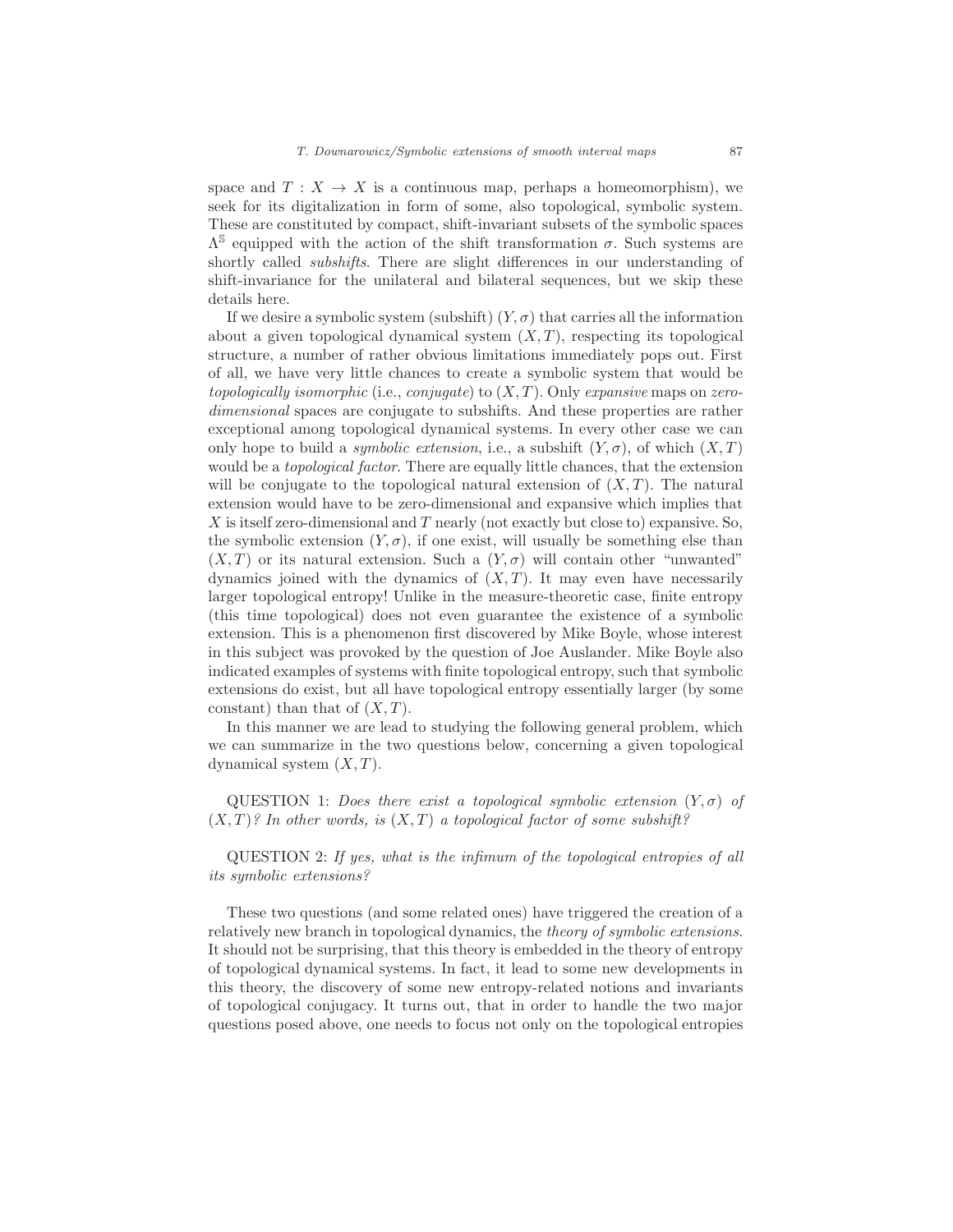space and $T : X \to X$ is a continuous map, perhaps a homeomorphism), we seek for its digitalization in form of some, also topological, symbolic system. These are constituted by compact, shift-invariant subsets of the symbolic spaces $\Lambda^{\mathbb{S}}$ equipped with the action of the shift transformation $\sigma$. Such systems are shortly called *subshifts*. There are slight differences in our understanding of shift-invariance for the unilateral and bilateral sequences, but we skip these details here.

If we desire a symbolic system (subshift) $(Y, \sigma)$ that carries all the information about a given topological dynamical system $(X, T)$, respecting its topological structure, a number of rather obvious limitations immediately pops out. First of all, we have very little chances to create a symbolic system that would be *topologically isomorphic* (i.e., *conjugate*) to $(X, T)$. Only *expansive* maps on *zero-dimensional* spaces are conjugate to subshifts. And these properties are rather exceptional among topological dynamical systems. In every other case we can only hope to build a *symbolic extension*, i.e., a subshift $(Y, \sigma)$, of which $(X, T)$ would be a *topological factor*. There are equally little chances, that the extension will be conjugate to the topological natural extension of $(X, T)$. The natural extension would have to be zero-dimensional and expansive which implies that $X$ is itself zero-dimensional and $T$ nearly (not exactly but close to) expansive. So, the symbolic extension $(Y, \sigma)$, if one exist, will usually be something else than $(X, T)$ or its natural extension. Such a $(Y, \sigma)$ will contain other "unwanted" dynamics joined with the dynamics of $(X, T)$. It may even have necessarily larger topological entropy! Unlike in the measure-theoretic case, finite entropy (this time topological) does not even guarantee the existence of a symbolic extension. This is a phenomenon first discovered by Mike Boyle, whose interest in this subject was provoked by the question of Joe Auslander. Mike Boyle also indicated examples of systems with finite topological entropy, such that symbolic extensions do exist, but all have topological entropy essentially larger (by some constant) than that of $(X, T)$.

In this manner we are lead to studying the following general problem, which we can summarize in the two questions below, concerning a given topological dynamical system $(X, T)$.

QUESTION 1: *Does there exist a topological symbolic extension $(Y, \sigma)$ of $(X, T)$? In other words, is $(X, T)$ a topological factor of some subshift?*

QUESTION 2: *If yes, what is the infimum of the topological entropies of all its symbolic extensions?*

These two questions (and some related ones) have triggered the creation of a relatively new branch in topological dynamics, the *theory of symbolic extensions*. It should not be surprising, that this theory is embedded in the theory of entropy of topological dynamical systems. In fact, it lead to some new developments in this theory, the discovery of some new entropy-related notions and invariants of topological conjugacy. It turns out, that in order to handle the two major questions posed above, one needs to focus not only on the topological entropies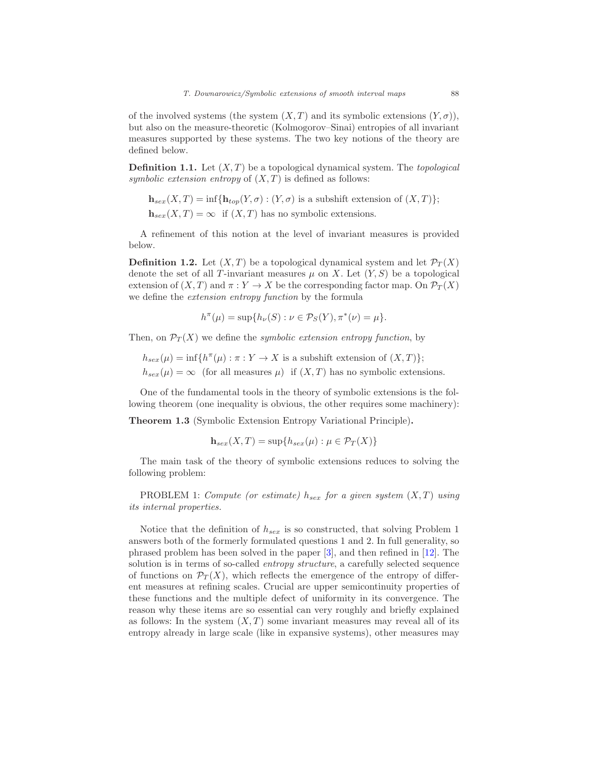of the involved systems (the system $(X,T)$ and its symbolic extensions $(Y,\sigma)$), but also on the measure-theoretic (Kolmogorov–Sinai) entropies of all invariant measures supported by these systems. The two key notions of the theory are defined below.

**Definition 1.1.** Let $(X,T)$ be a topological dynamical system. The *topological symbolic extension entropy* of $(X,T)$ is defined as follows:

$$\mathbf{h}_{sex}(X,T) = \inf\{\mathbf{h}_{top}(Y,\sigma) : (Y,\sigma) \text{ is a subshift extension of } (X,T)\};$$
$$\mathbf{h}_{sex}(X,T) = \infty \ \text{ if } (X,T) \text{ has no symbolic extensions.}$$

A refinement of this notion at the level of invariant measures is provided below.

**Definition 1.2.** Let $(X,T)$ be a topological dynamical system and let $\mathcal{P}_T(X)$ denote the set of all $T$-invariant measures $\mu$ on $X$. Let $(Y,S)$ be a topological extension of $(X,T)$ and $\pi : Y \to X$ be the corresponding factor map. On $\mathcal{P}_T(X)$ we define the *extension entropy function* by the formula

$$h^\pi(\mu) = \sup\{h_\nu(S) : \nu \in \mathcal{P}_S(Y), \pi^*(\nu) = \mu\}.$$

Then, on $\mathcal{P}_T(X)$ we define the *symbolic extension entropy function*, by

$$h_{sex}(\mu) = \inf\{h^\pi(\mu) : \pi : Y \to X \text{ is a subshift extension of } (X,T)\};$$
$$h_{sex}(\mu) = \infty \ \text{ (for all measures } \mu) \ \text{ if } (X,T) \text{ has no symbolic extensions.}$$

One of the fundamental tools in the theory of symbolic extensions is the following theorem (one inequality is obvious, the other requires some machinery):

**Theorem 1.3** (Symbolic Extension Entropy Variational Principle)**.**

$$\mathbf{h}_{sex}(X,T) = \sup\{h_{sex}(\mu) : \mu \in \mathcal{P}_T(X)\}$$

The main task of the theory of symbolic extensions reduces to solving the following problem:

PROBLEM 1: *Compute (or estimate) $h_{sex}$ for a given system $(X,T)$ using its internal properties.*

Notice that the definition of $h_{sex}$ is so constructed, that solving Problem 1 answers both of the formerly formulated questions 1 and 2. In full generality, so phrased problem has been solved in the paper [3], and then refined in [12]. The solution is in terms of so-called *entropy structure*, a carefully selected sequence of functions on $\mathcal{P}_T(X)$, which reflects the emergence of the entropy of different measures at refining scales. Crucial are upper semicontinuity properties of these functions and the multiple defect of uniformity in its convergence. The reason why these items are so essential can very roughly and briefly explained as follows: In the system $(X,T)$ some invariant measures may reveal all of its entropy already in large scale (like in expansive systems), other measures may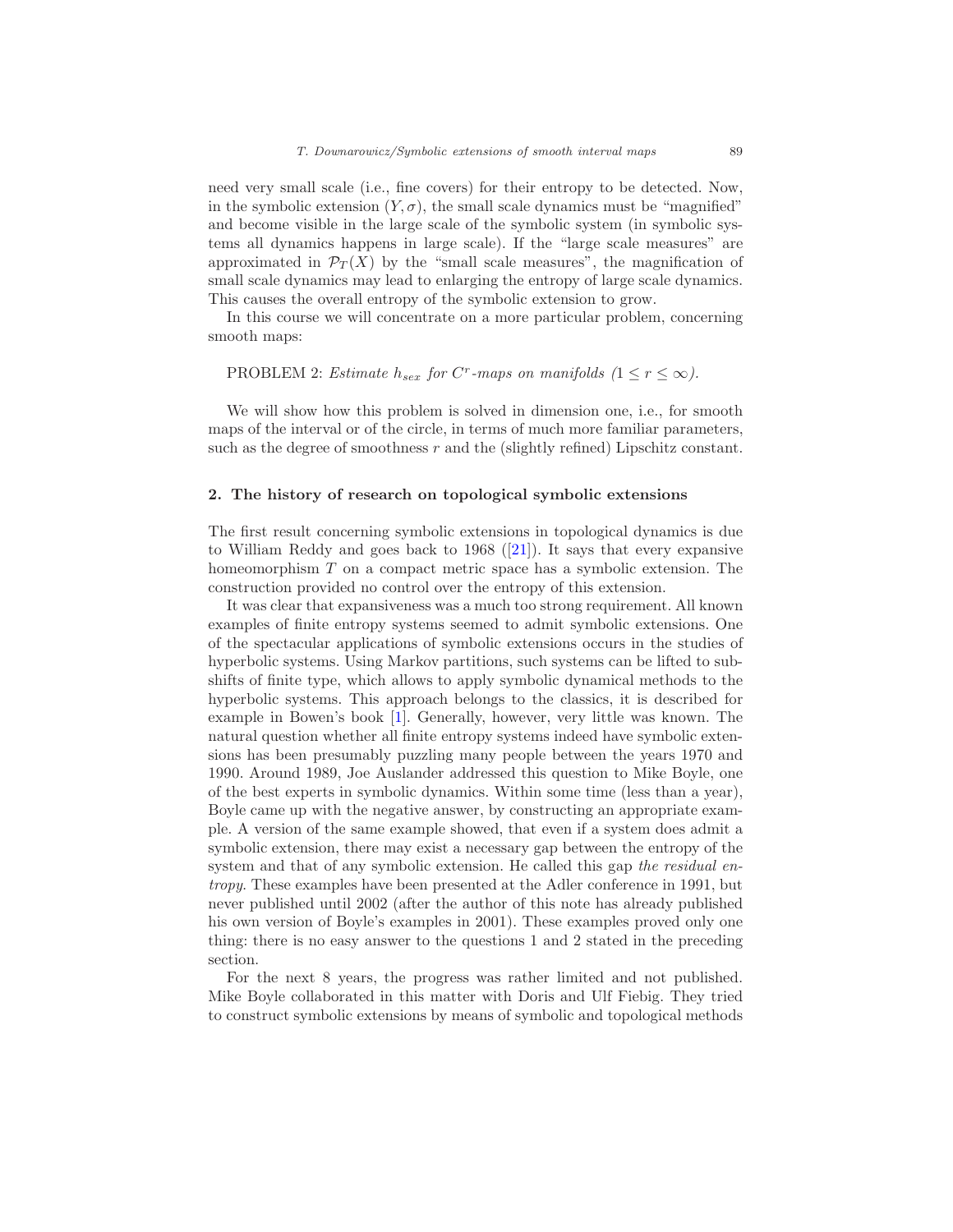need very small scale (i.e., fine covers) for their entropy to be detected. Now, in the symbolic extension $(Y, \sigma)$, the small scale dynamics must be "magnified" and become visible in the large scale of the symbolic system (in symbolic systems all dynamics happens in large scale). If the "large scale measures" are approximated in $\mathcal{P}_T(X)$ by the "small scale measures", the magnification of small scale dynamics may lead to enlarging the entropy of large scale dynamics. This causes the overall entropy of the symbolic extension to grow.

In this course we will concentrate on a more particular problem, concerning smooth maps:

PROBLEM 2: *Estimate $h_{sex}$ for $C^r$-maps on manifolds ($1 \leq r \leq \infty$).*

We will show how this problem is solved in dimension one, i.e., for smooth maps of the interval or of the circle, in terms of much more familiar parameters, such as the degree of smoothness $r$ and the (slightly refined) Lipschitz constant.

## 2. The history of research on topological symbolic extensions

The first result concerning symbolic extensions in topological dynamics is due to William Reddy and goes back to 1968 ([21]). It says that every expansive homeomorphism $T$ on a compact metric space has a symbolic extension. The construction provided no control over the entropy of this extension.

It was clear that expansiveness was a much too strong requirement. All known examples of finite entropy systems seemed to admit symbolic extensions. One of the spectacular applications of symbolic extensions occurs in the studies of hyperbolic systems. Using Markov partitions, such systems can be lifted to subshifts of finite type, which allows to apply symbolic dynamical methods to the hyperbolic systems. This approach belongs to the classics, it is described for example in Bowen's book [1]. Generally, however, very little was known. The natural question whether all finite entropy systems indeed have symbolic extensions has been presumably puzzling many people between the years 1970 and 1990. Around 1989, Joe Auslander addressed this question to Mike Boyle, one of the best experts in symbolic dynamics. Within some time (less than a year), Boyle came up with the negative answer, by constructing an appropriate example. A version of the same example showed, that even if a system does admit a symbolic extension, there may exist a necessary gap between the entropy of the system and that of any symbolic extension. He called this gap *the residual entropy*. These examples have been presented at the Adler conference in 1991, but never published until 2002 (after the author of this note has already published his own version of Boyle's examples in 2001). These examples proved only one thing: there is no easy answer to the questions 1 and 2 stated in the preceding section.

For the next 8 years, the progress was rather limited and not published. Mike Boyle collaborated in this matter with Doris and Ulf Fiebig. They tried to construct symbolic extensions by means of symbolic and topological methods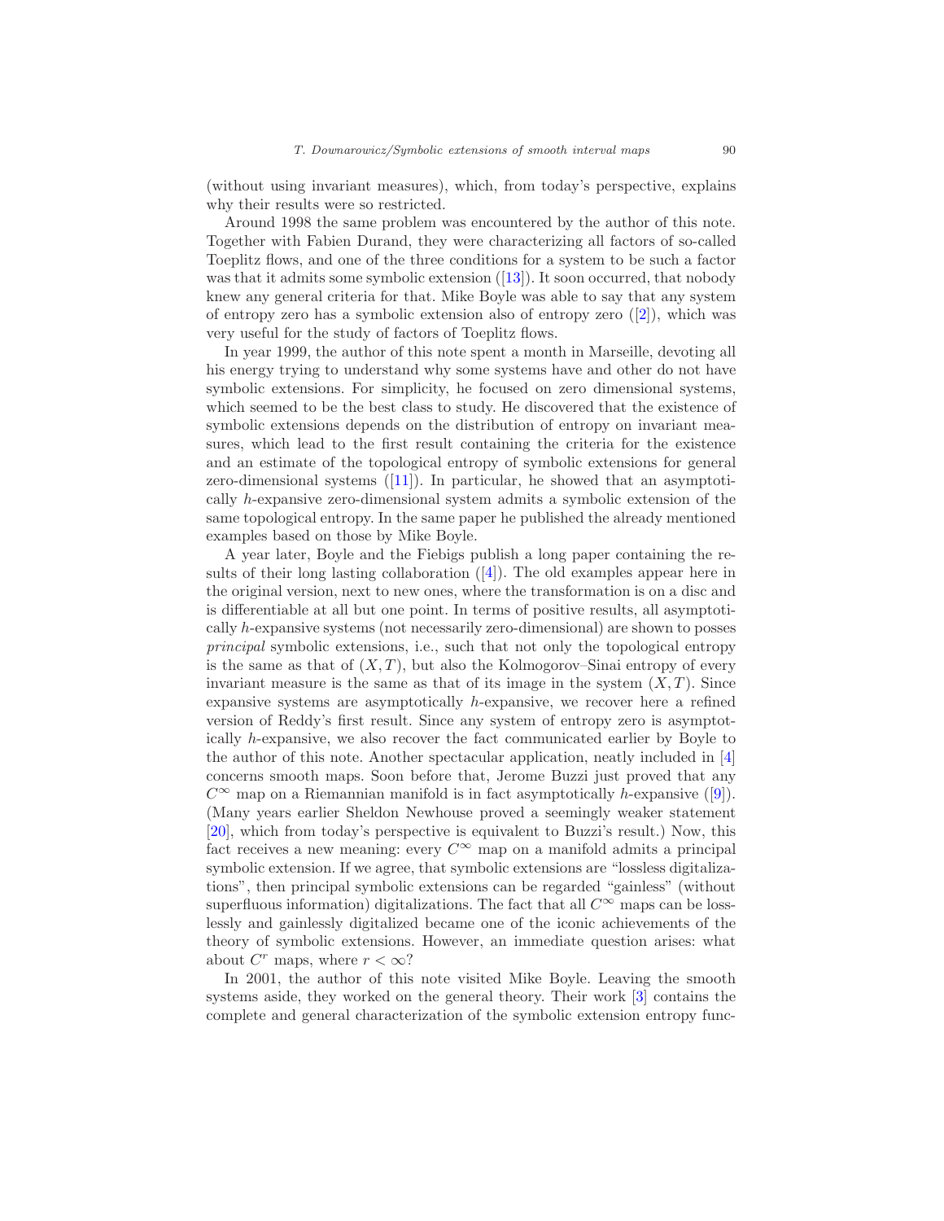(without using invariant measures), which, from today's perspective, explains why their results were so restricted.

Around 1998 the same problem was encountered by the author of this note. Together with Fabien Durand, they were characterizing all factors of so-called Toeplitz flows, and one of the three conditions for a system to be such a factor was that it admits some symbolic extension ([13]). It soon occurred, that nobody knew any general criteria for that. Mike Boyle was able to say that any system of entropy zero has a symbolic extension also of entropy zero ([2]), which was very useful for the study of factors of Toeplitz flows.

In year 1999, the author of this note spent a month in Marseille, devoting all his energy trying to understand why some systems have and other do not have symbolic extensions. For simplicity, he focused on zero dimensional systems, which seemed to be the best class to study. He discovered that the existence of symbolic extensions depends on the distribution of entropy on invariant measures, which lead to the first result containing the criteria for the existence and an estimate of the topological entropy of symbolic extensions for general zero-dimensional systems ([11]). In particular, he showed that an asymptotically $h$-expansive zero-dimensional system admits a symbolic extension of the same topological entropy. In the same paper he published the already mentioned examples based on those by Mike Boyle.

A year later, Boyle and the Fiebigs publish a long paper containing the results of their long lasting collaboration ([4]). The old examples appear here in the original version, next to new ones, where the transformation is on a disc and is differentiable at all but one point. In terms of positive results, all asymptotically $h$-expansive systems (not necessarily zero-dimensional) are shown to posses *principal* symbolic extensions, i.e., such that not only the topological entropy is the same as that of $(X, T)$, but also the Kolmogorov–Sinai entropy of every invariant measure is the same as that of its image in the system $(X, T)$. Since expansive systems are asymptotically $h$-expansive, we recover here a refined version of Reddy's first result. Since any system of entropy zero is asymptotically $h$-expansive, we also recover the fact communicated earlier by Boyle to the author of this note. Another spectacular application, neatly included in [4] concerns smooth maps. Soon before that, Jerome Buzzi just proved that any $C^\infty$ map on a Riemannian manifold is in fact asymptotically $h$-expansive ([9]). (Many years earlier Sheldon Newhouse proved a seemingly weaker statement [20], which from today's perspective is equivalent to Buzzi's result.) Now, this fact receives a new meaning: every $C^\infty$ map on a manifold admits a principal symbolic extension. If we agree, that symbolic extensions are "lossless digitalizations", then principal symbolic extensions can be regarded "gainless" (without superfluous information) digitalizations. The fact that all $C^\infty$ maps can be losslessly and gainlessly digitalized became one of the iconic achievements of the theory of symbolic extensions. However, an immediate question arises: what about $C^r$ maps, where $r < \infty$?

In 2001, the author of this note visited Mike Boyle. Leaving the smooth systems aside, they worked on the general theory. Their work [3] contains the complete and general characterization of the symbolic extension entropy func-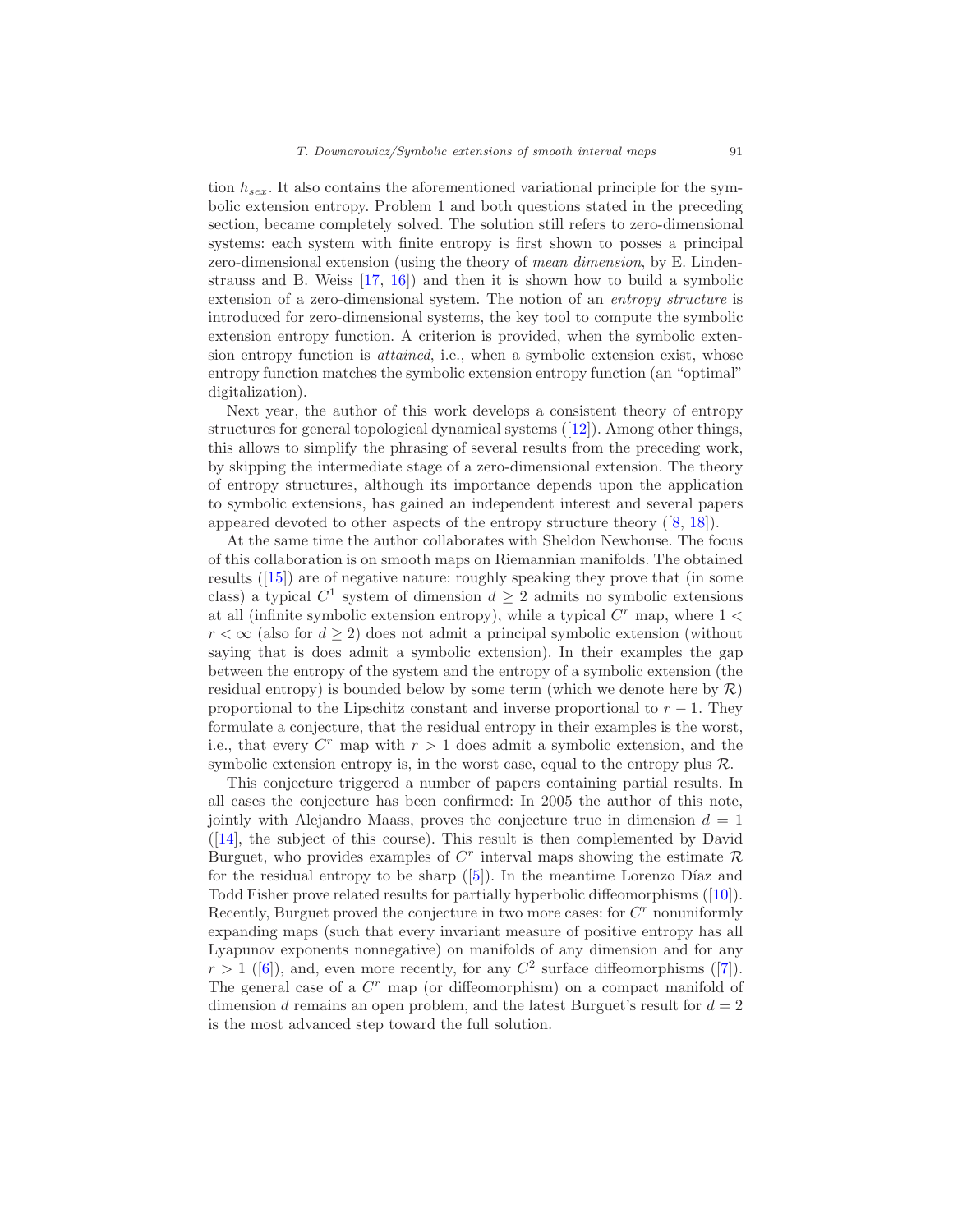tion $h_{sex}$. It also contains the aforementioned variational principle for the symbolic extension entropy. Problem 1 and both questions stated in the preceding section, became completely solved. The solution still refers to zero-dimensional systems: each system with finite entropy is first shown to posses a principal zero-dimensional extension (using the theory of *mean dimension*, by E. Lindenstrauss and B. Weiss [17, 16]) and then it is shown how to build a symbolic extension of a zero-dimensional system. The notion of an *entropy structure* is introduced for zero-dimensional systems, the key tool to compute the symbolic extension entropy function. A criterion is provided, when the symbolic extension entropy function is *attained*, i.e., when a symbolic extension exist, whose entropy function matches the symbolic extension entropy function (an "optimal" digitalization).

Next year, the author of this work develops a consistent theory of entropy structures for general topological dynamical systems ([12]). Among other things, this allows to simplify the phrasing of several results from the preceding work, by skipping the intermediate stage of a zero-dimensional extension. The theory of entropy structures, although its importance depends upon the application to symbolic extensions, has gained an independent interest and several papers appeared devoted to other aspects of the entropy structure theory ([8, 18]).

At the same time the author collaborates with Sheldon Newhouse. The focus of this collaboration is on smooth maps on Riemannian manifolds. The obtained results ([15]) are of negative nature: roughly speaking they prove that (in some class) a typical $C^1$ system of dimension $d \geq 2$ admits no symbolic extensions at all (infinite symbolic extension entropy), while a typical $C^r$ map, where $1 < r < \infty$ (also for $d \geq 2$) does not admit a principal symbolic extension (without saying that is does admit a symbolic extension). In their examples the gap between the entropy of the system and the entropy of a symbolic extension (the residual entropy) is bounded below by some term (which we denote here by $\mathcal{R}$) proportional to the Lipschitz constant and inverse proportional to $r - 1$. They formulate a conjecture, that the residual entropy in their examples is the worst, i.e., that every $C^r$ map with $r > 1$ does admit a symbolic extension, and the symbolic extension entropy is, in the worst case, equal to the entropy plus $\mathcal{R}$.

This conjecture triggered a number of papers containing partial results. In all cases the conjecture has been confirmed: In 2005 the author of this note, jointly with Alejandro Maass, proves the conjecture true in dimension $d = 1$ ([14], the subject of this course). This result is then complemented by David Burguet, who provides examples of $C^r$ interval maps showing the estimate $\mathcal{R}$ for the residual entropy to be sharp ([5]). In the meantime Lorenzo Díaz and Todd Fisher prove related results for partially hyperbolic diffeomorphisms ([10]). Recently, Burguet proved the conjecture in two more cases: for $C^r$ nonuniformly expanding maps (such that every invariant measure of positive entropy has all Lyapunov exponents nonnegative) on manifolds of any dimension and for any $r > 1$ ([6]), and, even more recently, for any $C^2$ surface diffeomorphisms ([7]). The general case of a $C^r$ map (or diffeomorphism) on a compact manifold of dimension $d$ remains an open problem, and the latest Burguet's result for $d = 2$ is the most advanced step toward the full solution.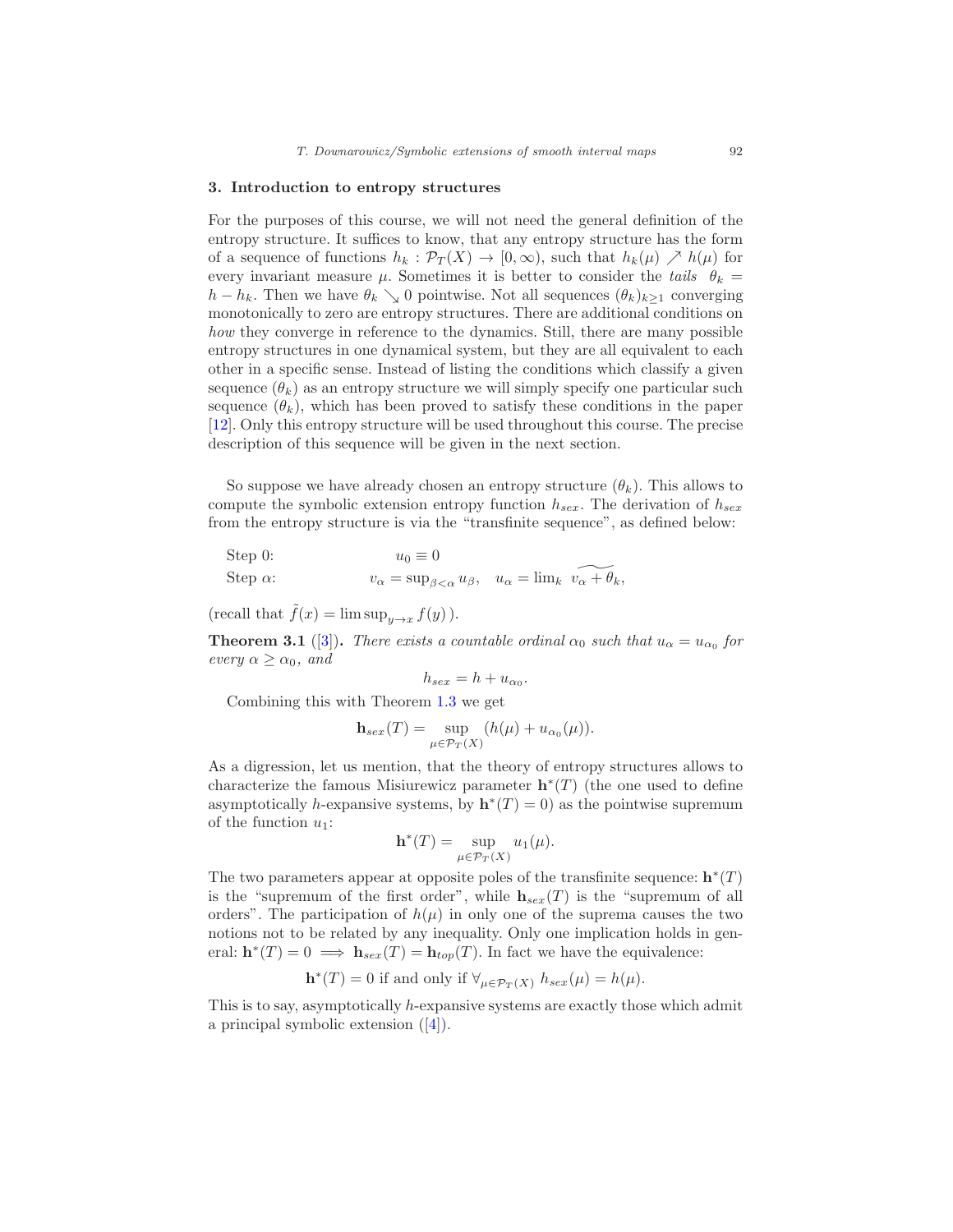### 3. Introduction to entropy structures

For the purposes of this course, we will not need the general definition of the entropy structure. It suffices to know, that any entropy structure has the form of a sequence of functions $h_k : \mathcal{P}_T(X) \to [0, \infty)$, such that $h_k(\mu) \nearrow h(\mu)$ for every invariant measure $\mu$. Sometimes it is better to consider the *tails* $\theta_k = h - h_k$. Then we have $\theta_k \searrow 0$ pointwise. Not all sequences $(\theta_k)_{k \geq 1}$ converging monotonically to zero are entropy structures. There are additional conditions on *how* they converge in reference to the dynamics. Still, there are many possible entropy structures in one dynamical system, but they are all equivalent to each other in a specific sense. Instead of listing the conditions which classify a given sequence $(\theta_k)$ as an entropy structure we will simply specify one particular such sequence $(\theta_k)$, which has been proved to satisfy these conditions in the paper [12]. Only this entropy structure will be used throughout this course. The precise description of this sequence will be given in the next section.

So suppose we have already chosen an entropy structure $(\theta_k)$. This allows to compute the symbolic extension entropy function $h_{sex}$. The derivation of $h_{sex}$ from the entropy structure is via the "transfinite sequence", as defined below:

Step 0: $\quad u_0 \equiv 0$

Step $\alpha$: $\quad v_\alpha = \sup_{\beta < \alpha} u_\beta, \quad u_\alpha = \lim_k \widetilde{v_\alpha + \theta_k},$

(recall that $\tilde{f}(x) = \limsup_{y \to x} f(y)$).

**Theorem 3.1** ([3]). *There exists a countable ordinal $\alpha_0$ such that $u_\alpha = u_{\alpha_0}$ for every $\alpha \geq \alpha_0$, and*

$$h_{sex} = h + u_{\alpha_0}.$$

Combining this with Theorem 1.3 we get

$$\mathbf{h}_{sex}(T) = \sup_{\mu \in \mathcal{P}_T(X)} (h(\mu) + u_{\alpha_0}(\mu)).$$

As a digression, let us mention, that the theory of entropy structures allows to characterize the famous Misiurewicz parameter $\mathbf{h}^*(T)$ (the one used to define asymptotically $h$-expansive systems, by $\mathbf{h}^*(T) = 0$) as the pointwise supremum of the function $u_1$:

$$\mathbf{h}^*(T) = \sup_{\mu \in \mathcal{P}_T(X)} u_1(\mu).$$

The two parameters appear at opposite poles of the transfinite sequence: $\mathbf{h}^*(T)$ is the "supremum of the first order", while $\mathbf{h}_{sex}(T)$ is the "supremum of all orders". The participation of $h(\mu)$ in only one of the suprema causes the two notions not to be related by any inequality. Only one implication holds in general: $\mathbf{h}^*(T) = 0 \implies \mathbf{h}_{sex}(T) = \mathbf{h}_{top}(T)$. In fact we have the equivalence:

$$\mathbf{h}^*(T) = 0 \text{ if and only if } \forall_{\mu \in \mathcal{P}_T(X)} \ h_{sex}(\mu) = h(\mu).$$

This is to say, asymptotically $h$-expansive systems are exactly those which admit a principal symbolic extension ([4]).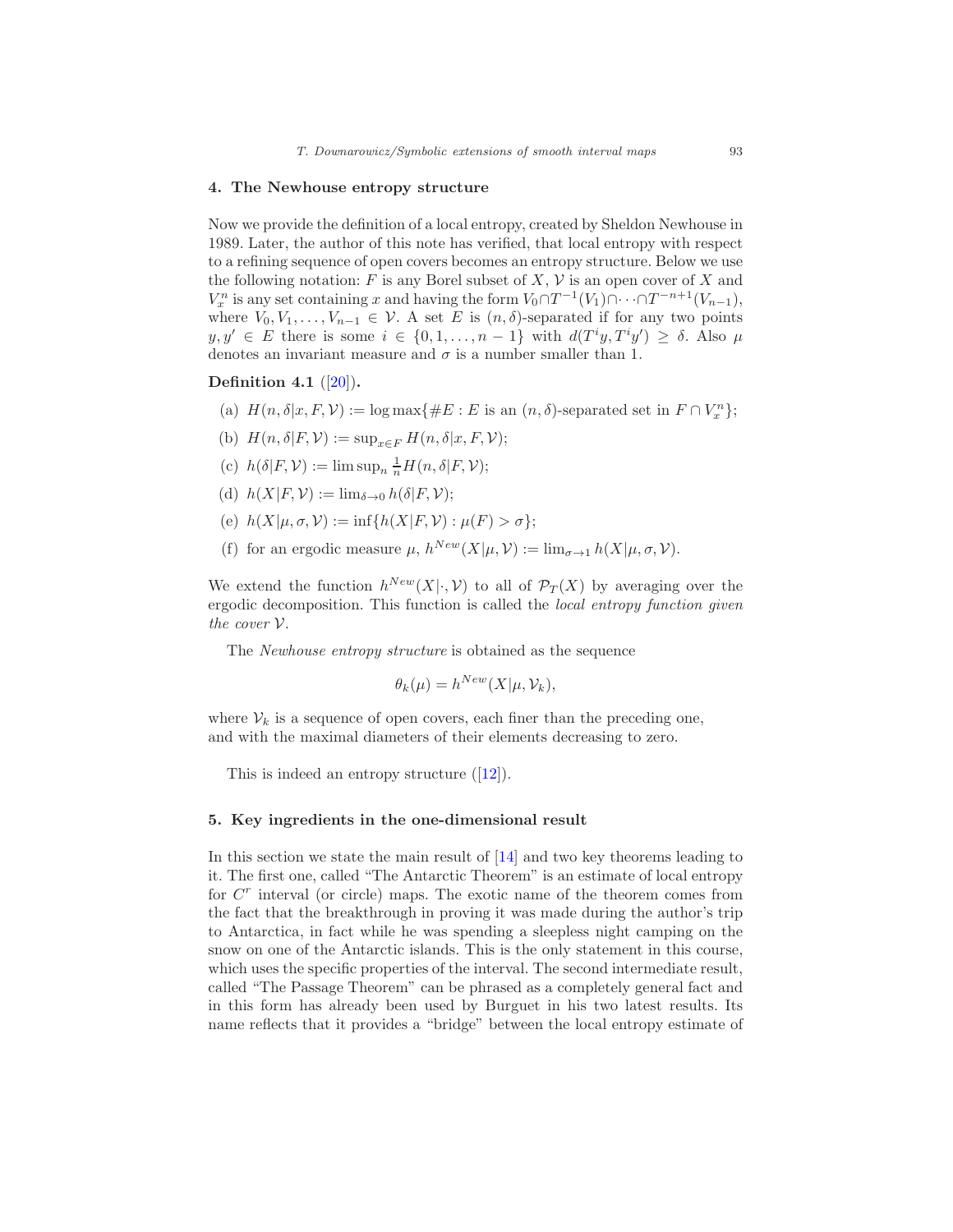## 4. The Newhouse entropy structure

Now we provide the definition of a local entropy, created by Sheldon Newhouse in 1989. Later, the author of this note has verified, that local entropy with respect to a refining sequence of open covers becomes an entropy structure. Below we use the following notation: $F$ is any Borel subset of $X$, $\mathcal{V}$ is an open cover of $X$ and $V_x^n$ is any set containing $x$ and having the form $V_0 \cap T^{-1}(V_1) \cap \cdots \cap T^{-n+1}(V_{n-1})$, where $V_0, V_1, \ldots, V_{n-1} \in \mathcal{V}$. A set $E$ is $(n, \delta)$-separated if for any two points $y, y' \in E$ there is some $i \in \{0, 1, \ldots, n-1\}$ with $d(T^i y, T^i y') \geq \delta$. Also $\mu$ denotes an invariant measure and $\sigma$ is a number smaller than 1.

**Definition 4.1** ([20])**.**

(a) $H(n, \delta | x, F, \mathcal{V}) := \log \max\{\#E : E \text{ is an } (n,\delta)\text{-separated set in } F \cap V_x^n\}$;

(b) $H(n, \delta | F, \mathcal{V}) := \sup_{x \in F} H(n, \delta | x, F, \mathcal{V})$;

(c) $h(\delta | F, \mathcal{V}) := \limsup_n \frac{1}{n} H(n, \delta | F, \mathcal{V})$;

(d) $h(X | F, \mathcal{V}) := \lim_{\delta \to 0} h(\delta | F, \mathcal{V})$;

(e) $h(X | \mu, \sigma, \mathcal{V}) := \inf\{h(X | F, \mathcal{V}) : \mu(F) > \sigma\}$;

(f) for an ergodic measure $\mu$, $h^{New}(X | \mu, \mathcal{V}) := \lim_{\sigma \to 1} h(X | \mu, \sigma, \mathcal{V})$.

We extend the function $h^{New}(X | \cdot, \mathcal{V})$ to all of $\mathcal{P}_T(X)$ by averaging over the ergodic decomposition. This function is called the *local entropy function given the cover* $\mathcal{V}$.

The *Newhouse entropy structure* is obtained as the sequence

$$\theta_k(\mu) = h^{New}(X | \mu, \mathcal{V}_k),$$

where $\mathcal{V}_k$ is a sequence of open covers, each finer than the preceding one, and with the maximal diameters of their elements decreasing to zero.

This is indeed an entropy structure ([12]).

## 5. Key ingredients in the one-dimensional result

In this section we state the main result of [14] and two key theorems leading to it. The first one, called "The Antarctic Theorem" is an estimate of local entropy for $C^r$ interval (or circle) maps. The exotic name of the theorem comes from the fact that the breakthrough in proving it was made during the author's trip to Antarctica, in fact while he was spending a sleepless night camping on the snow on one of the Antarctic islands. This is the only statement in this course, which uses the specific properties of the interval. The second intermediate result, called "The Passage Theorem" can be phrased as a completely general fact and in this form has already been used by Burguet in his two latest results. Its name reflects that it provides a "bridge" between the local entropy estimate of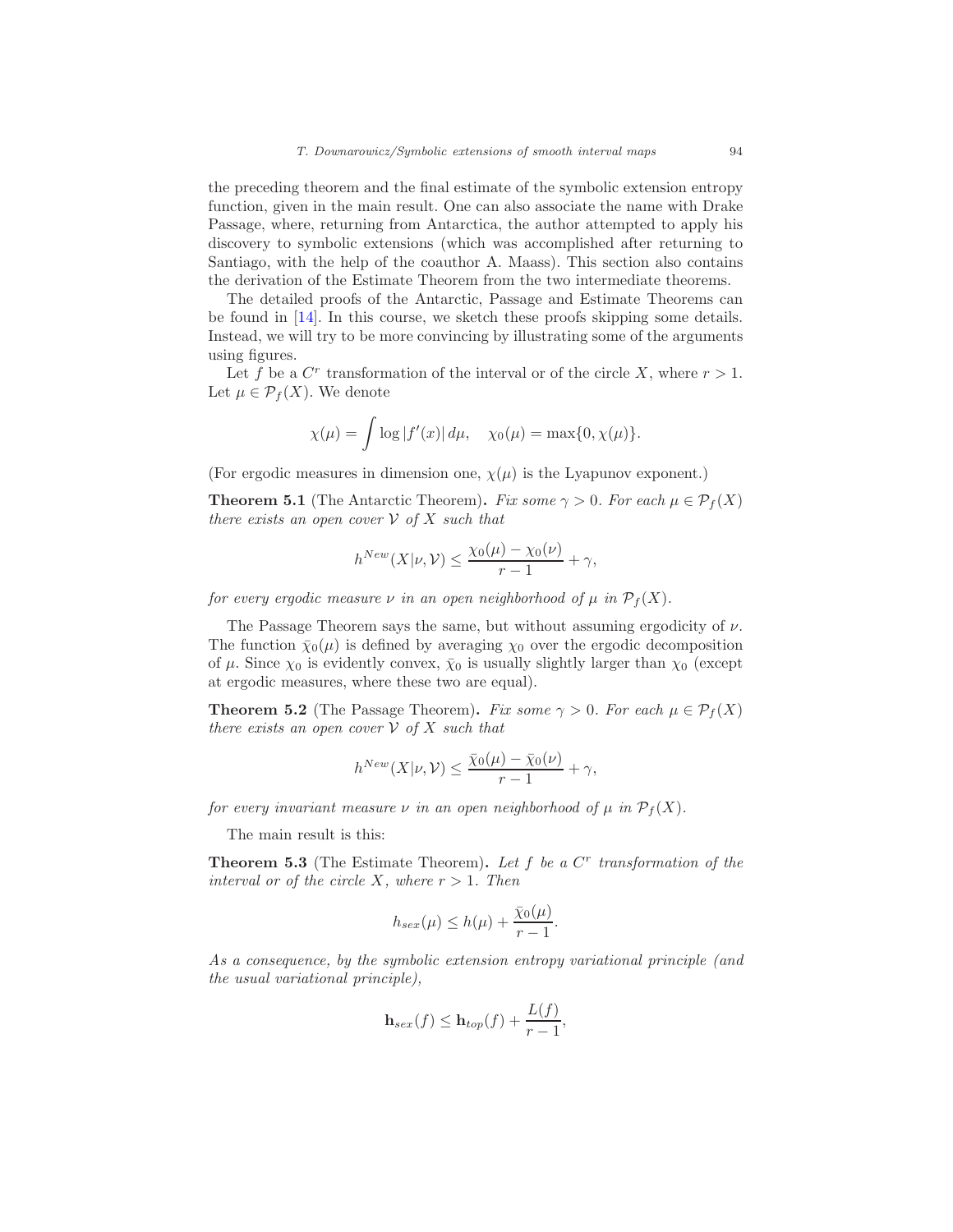the preceding theorem and the final estimate of the symbolic extension entropy function, given in the main result. One can also associate the name with Drake Passage, where, returning from Antarctica, the author attempted to apply his discovery to symbolic extensions (which was accomplished after returning to Santiago, with the help of the coauthor A. Maass). This section also contains the derivation of the Estimate Theorem from the two intermediate theorems.

The detailed proofs of the Antarctic, Passage and Estimate Theorems can be found in [14]. In this course, we sketch these proofs skipping some details. Instead, we will try to be more convincing by illustrating some of the arguments using figures.

Let $f$ be a $C^r$ transformation of the interval or of the circle $X$, where $r > 1$. Let $\mu \in \mathcal{P}_f(X)$. We denote

$$\chi(\mu) = \int \log |f'(x)| \, d\mu, \quad \chi_0(\mu) = \max\{0, \chi(\mu)\}.$$

(For ergodic measures in dimension one, $\chi(\mu)$ is the Lyapunov exponent.)

**Theorem 5.1** (The Antarctic Theorem)**.** *Fix some $\gamma > 0$. For each $\mu \in \mathcal{P}_f(X)$ there exists an open cover $\mathcal{V}$ of $X$ such that*

$$h^{New}(X|\nu, \mathcal{V}) \le \frac{\chi_0(\mu) - \chi_0(\nu)}{r-1} + \gamma,$$

*for every ergodic measure $\nu$ in an open neighborhood of $\mu$ in $\mathcal{P}_f(X)$.*

The Passage Theorem says the same, but without assuming ergodicity of $\nu$. The function $\bar{\chi}_0(\mu)$ is defined by averaging $\chi_0$ over the ergodic decomposition of $\mu$. Since $\chi_0$ is evidently convex, $\bar{\chi}_0$ is usually slightly larger than $\chi_0$ (except at ergodic measures, where these two are equal).

**Theorem 5.2** (The Passage Theorem)**.** *Fix some $\gamma > 0$. For each $\mu \in \mathcal{P}_f(X)$ there exists an open cover $\mathcal{V}$ of $X$ such that*

$$h^{New}(X|\nu, \mathcal{V}) \le \frac{\bar{\chi}_0(\mu) - \bar{\chi}_0(\nu)}{r-1} + \gamma,$$

*for every invariant measure $\nu$ in an open neighborhood of $\mu$ in $\mathcal{P}_f(X)$.*

The main result is this:

**Theorem 5.3** (The Estimate Theorem)**.** *Let $f$ be a $C^r$ transformation of the interval or of the circle $X$, where $r > 1$. Then*

$$h_{sex}(\mu) \le h(\mu) + \frac{\bar{\chi}_0(\mu)}{r-1}.$$

*As a consequence, by the symbolic extension entropy variational principle (and the usual variational principle),*

$$\mathbf{h}_{sex}(f) \le \mathbf{h}_{top}(f) + \frac{L(f)}{r-1},$$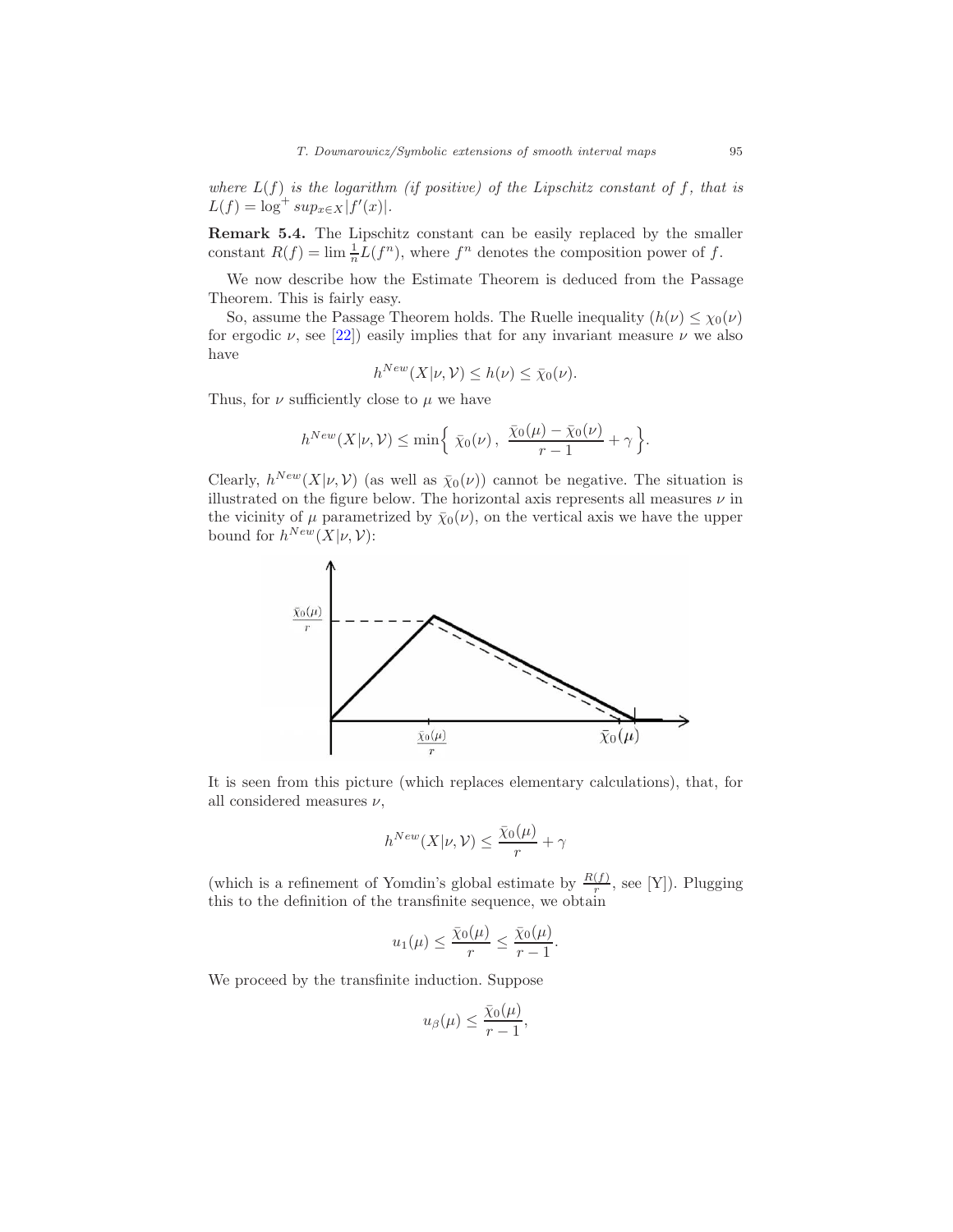*where $L(f)$ is the logarithm (if positive) of the Lipschitz constant of $f$, that is* $L(f) = \log^+ sup_{x \in X}|f'(x)|$.

**Remark 5.4.** The Lipschitz constant can be easily replaced by the smaller constant $R(f) = \lim \frac{1}{n}L(f^n)$, where $f^n$ denotes the composition power of $f$.

We now describe how the Estimate Theorem is deduced from the Passage Theorem. This is fairly easy.

So, assume the Passage Theorem holds. The Ruelle inequality ($h(\nu) \leq \chi_0(\nu)$ for ergodic $\nu$, see [22]) easily implies that for any invariant measure $\nu$ we also have

$$h^{New}(X|\nu, \mathcal{V}) \leq h(\nu) \leq \bar{\chi}_0(\nu).$$

Thus, for $\nu$ sufficiently close to $\mu$ we have

$$h^{New}(X|\nu, \mathcal{V}) \leq \min\Big\{ \ \bar{\chi}_0(\nu)\,, \ \frac{\bar{\chi}_0(\mu) - \bar{\chi}_0(\nu)}{r-1} + \gamma \ \Big\}.$$

Clearly, $h^{New}(X|\nu, \mathcal{V})$ (as well as $\bar{\chi}_0(\nu)$) cannot be negative. The situation is illustrated on the figure below. The horizontal axis represents all measures $\nu$ in the vicinity of $\mu$ parametrized by $\bar{\chi}_0(\nu)$, on the vertical axis we have the upper bound for $h^{New}(X|\nu, \mathcal{V})$:

$\frac{\bar{\chi}_0(\mu)}{r}$

$\frac{\bar{\chi}_0(\mu)}{r}$

$\bar{\chi}_0(\mu)$

It is seen from this picture (which replaces elementary calculations), that, for all considered measures $\nu$,

$$h^{New}(X|\nu, \mathcal{V}) \leq \frac{\bar{\chi}_0(\mu)}{r} + \gamma$$

(which is a refinement of Yomdin's global estimate by $\frac{R(f)}{r}$, see [Y]). Plugging this to the definition of the transfinite sequence, we obtain

$$u_1(\mu) \leq \frac{\bar{\chi}_0(\mu)}{r} \leq \frac{\bar{\chi}_0(\mu)}{r-1}.$$

We proceed by the transfinite induction. Suppose

$$u_\beta(\mu) \leq \frac{\bar{\chi}_0(\mu)}{r-1},$$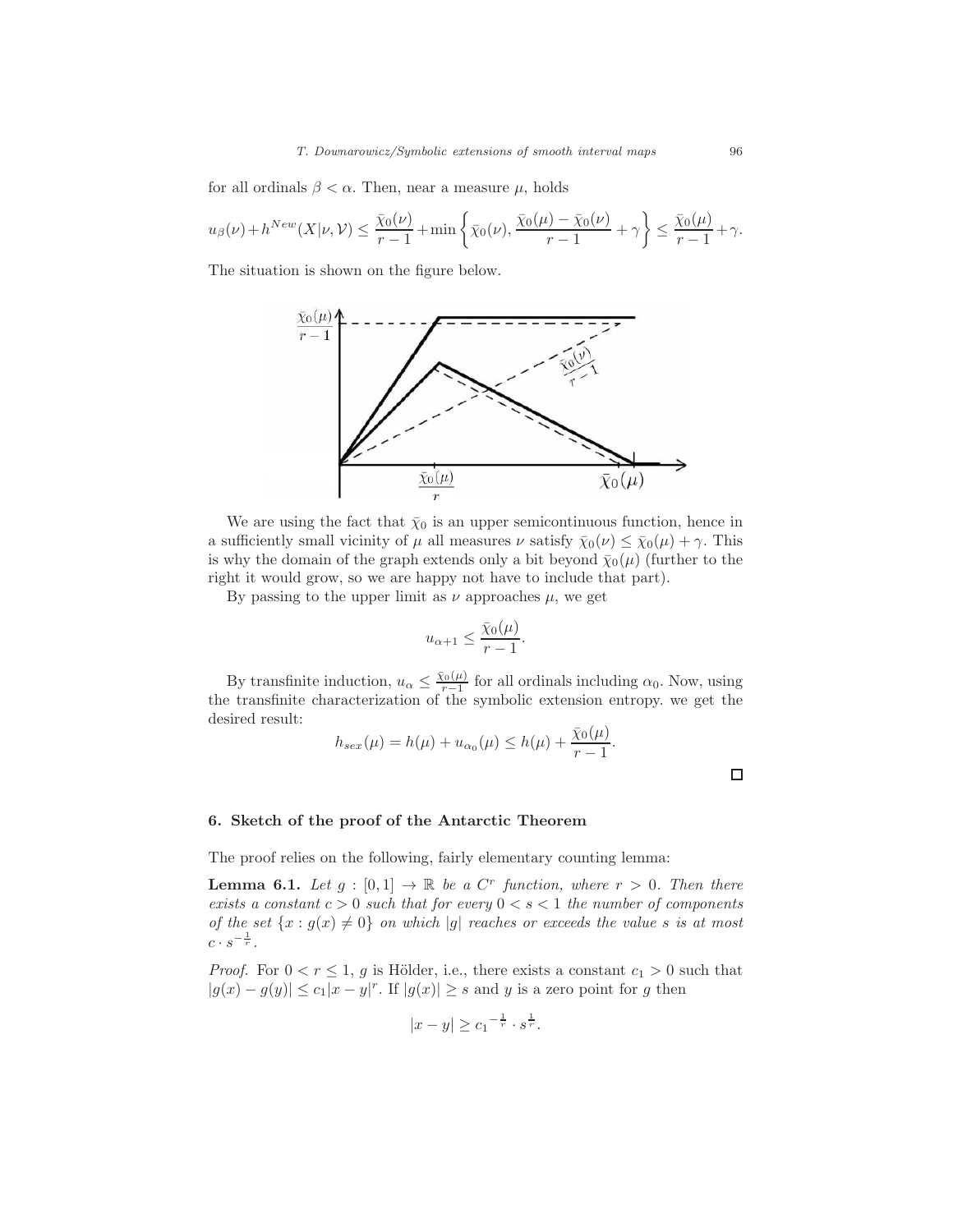for all ordinals $\beta < \alpha$. Then, near a measure $\mu$, holds

$$u_\beta(\nu)+h^{New}(X|\nu,\mathcal{V}) \le \frac{\bar{\chi}_0(\nu)}{r-1}+\min\left\{\bar{\chi}_0(\nu), \frac{\bar{\chi}_0(\mu)-\bar{\chi}_0(\nu)}{r-1}+\gamma\right\} \le \frac{\bar{\chi}_0(\mu)}{r-1}+\gamma.$$

The situation is shown on the figure below.

$\frac{\bar{\chi}_0(\mu)}{r-1}$

$\frac{\bar{\chi}_0(\nu)}{r-1}$

$\frac{\bar{\chi}_0(\mu)}{r}$

$\bar{\chi}_0(\mu)$

We are using the fact that $\bar{\chi}_0$ is an upper semicontinuous function, hence in a sufficiently small vicinity of $\mu$ all measures $\nu$ satisfy $\bar{\chi}_0(\nu) \le \bar{\chi}_0(\mu)+\gamma$. This is why the domain of the graph extends only a bit beyond $\bar{\chi}_0(\mu)$ (further to the right it would grow, so we are happy not have to include that part).

By passing to the upper limit as $\nu$ approaches $\mu$, we get

$$u_{\alpha+1} \le \frac{\bar{\chi}_0(\mu)}{r-1}.$$

By transfinite induction, $u_\alpha \le \frac{\bar{\chi}_0(\mu)}{r-1}$ for all ordinals including $\alpha_0$. Now, using the transfinite characterization of the symbolic extension entropy. we get the desired result:

$$h_{sex}(\mu) = h(\mu)+u_{\alpha_0}(\mu) \le h(\mu)+\frac{\bar{\chi}_0(\mu)}{r-1}.$$

□

## 6. Sketch of the proof of the Antarctic Theorem

The proof relies on the following, fairly elementary counting lemma:

**Lemma 6.1.** *Let $g : [0,1] \to \mathbb{R}$ be a $C^r$ function, where $r > 0$. Then there exists a constant $c > 0$ such that for every $0 < s < 1$ the number of components of the set $\{x : g(x) \neq 0\}$ on which $|g|$ reaches or exceeds the value $s$ is at most $c \cdot s^{-\frac{1}{r}}$.*

*Proof.* For $0 < r \le 1$, $g$ is Hölder, i.e., there exists a constant $c_1 > 0$ such that $|g(x)-g(y)| \le c_1|x-y|^r$. If $|g(x)| \ge s$ and $y$ is a zero point for $g$ then

$$|x-y| \ge {c_1}^{-\frac{1}{r}} \cdot s^{\frac{1}{r}}.$$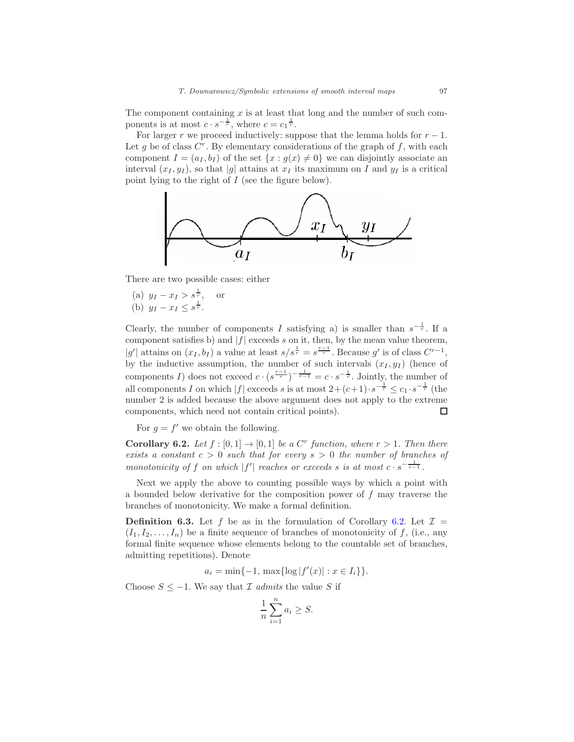The component containing $x$ is at least that long and the number of such components is at most $c \cdot s^{-\frac{1}{r}}$, where $c = c_1^{\frac{1}{r}}$.

For larger $r$ we proceed inductively: suppose that the lemma holds for $r-1$. Let $g$ be of class $C^r$. By elementary considerations of the graph of $f$, with each component $I = (a_I, b_I)$ of the set $\{x : g(x) \neq 0\}$ we can disjointly associate an interval $(x_I, y_I)$, so that $|g|$ attains at $x_I$ its maximum on $I$ and $y_I$ is a critical point lying to the right of $I$ (see the figure below).

$x_I$ $y_I$

$a_I$ $b_I$

There are two possible cases: either

(a) $y_I - x_I > s^{\frac{1}{r}}$, or
(b) $y_I - x_I \leq s^{\frac{1}{r}}$.

Clearly, the number of components $I$ satisfying a) is smaller than $s^{-\frac{1}{r}}$. If a component satisfies b) and $|f|$ exceeds $s$ on it, then, by the mean value theorem, $|g'|$ attains on $(x_I, b_I)$ a value at least $s/s^{\frac{1}{r}} = s^{\frac{r-1}{r}}$. Because $g'$ is of class $C^{r-1}$, by the inductive assumption, the number of such intervals $(x_I, y_I)$ (hence of components $I$) does not exceed $c \cdot (s^{\frac{r-1}{r}})^{-\frac{1}{r-1}} = c \cdot s^{-\frac{1}{r}}$. Jointly, the number of all components $I$ on which $|f|$ exceeds $s$ is at most $2 + (c+1) \cdot s^{-\frac{1}{r}} \leq c_1 \cdot s^{-\frac{1}{r}}$ (the number 2 is added because the above argument does not apply to the extreme components, which need not contain critical points). ∎

For $g = f'$ we obtain the following.

**Corollary 6.2.** *Let $f : [0,1] \to [0,1]$ be a $C^r$ function, where $r > 1$. Then there exists a constant $c > 0$ such that for every $s > 0$ the number of branches of monotonicity of $f$ on which $|f'|$ reaches or exceeds $s$ is at most $c \cdot s^{-\frac{1}{r-1}}$.*

Next we apply the above to counting possible ways by which a point with a bounded below derivative for the composition power of $f$ may traverse the branches of monotonicity. We make a formal definition.

**Definition 6.3.** Let $f$ be as in the formulation of Corollary 6.2. Let $\mathcal{I} = (I_1, I_2, \ldots, I_n)$ be a finite sequence of branches of monotonicity of $f$, (i.e., any formal finite sequence whose elements belong to the countable set of branches, admitting repetitions). Denote

$$a_i = \min\{-1,\ \max\{\log|f'(x)| : x \in I_i\}\}.$$

Choose $S \leq -1$. We say that $\mathcal{I}$ *admits* the value $S$ if

$$\frac{1}{n}\sum_{i=1}^{n} a_i \geq S.$$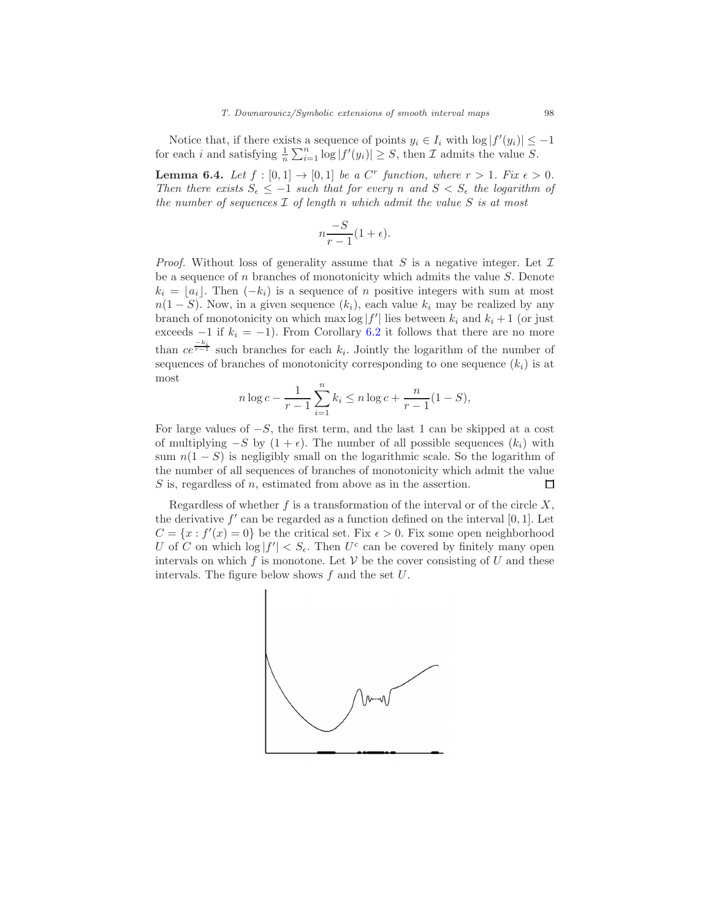Notice that, if there exists a sequence of points $y_i \in I_i$ with $\log|f'(y_i)| \leq -1$ for each $i$ and satisfying $\frac{1}{n}\sum_{i=1}^n \log|f'(y_i)| \geq S$, then $\mathcal{I}$ admits the value $S$.

**Lemma 6.4.** *Let $f : [0,1] \to [0,1]$ be a $C^r$ function, where $r > 1$. Fix $\epsilon > 0$. Then there exists $S_\epsilon \leq -1$ such that for every $n$ and $S < S_\epsilon$ the logarithm of the number of sequences $\mathcal{I}$ of length $n$ which admit the value $S$ is at most*

$$n\frac{-S}{r-1}(1+\epsilon).$$

*Proof.* Without loss of generality assume that $S$ is a negative integer. Let $\mathcal{I}$ be a sequence of $n$ branches of monotonicity which admits the value $S$. Denote $k_i = \lfloor a_i \rfloor$. Then $(-k_i)$ is a sequence of $n$ positive integers with sum at most $n(1-S)$. Now, in a given sequence $(k_i)$, each value $k_i$ may be realized by any branch of monotonicity on which $\max\log|f'|$ lies between $k_i$ and $k_i + 1$ (or just exceeds $-1$ if $k_i = -1$). From Corollary 6.2 it follows that there are no more than $ce^{\frac{-k_i}{r-1}}$ such branches for each $k_i$. Jointly the logarithm of the number of sequences of branches of monotonicity corresponding to one sequence $(k_i)$ is at most

$$n\log c - \frac{1}{r-1}\sum_{i=1}^n k_i \leq n\log c + \frac{n}{r-1}(1-S),$$

For large values of $-S$, the first term, and the last 1 can be skipped at a cost of multiplying $-S$ by $(1+\epsilon)$. The number of all possible sequences $(k_i)$ with sum $n(1-S)$ is negligibly small on the logarithmic scale. So the logarithm of the number of all sequences of branches of monotonicity which admit the value $S$ is, regardless of $n$, estimated from above as in the assertion. ☐

Regardless of whether $f$ is a transformation of the interval or of the circle $X$, the derivative $f'$ can be regarded as a function defined on the interval $[0,1]$. Let $C = \{x : f'(x) = 0\}$ be the critical set. Fix $\epsilon > 0$. Fix some open neighborhood $U$ of $C$ on which $\log|f'| < S_\epsilon$. Then $U^c$ can be covered by finitely many open intervals on which $f$ is monotone. Let $\mathcal{V}$ be the cover consisting of $U$ and these intervals. The figure below shows $f$ and the set $U$.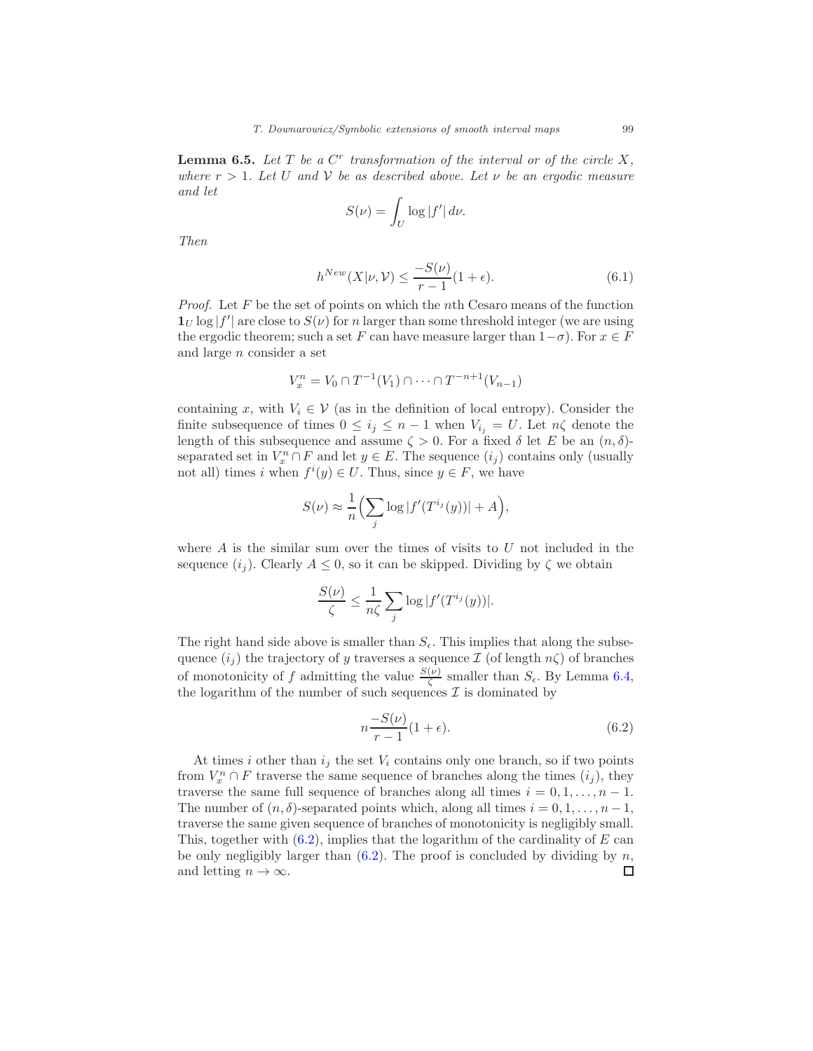**Lemma 6.5.** *Let $T$ be a $C^r$ transformation of the interval or of the circle $X$, where $r > 1$. Let $U$ and $\mathcal{V}$ be as described above. Let $\nu$ be an ergodic measure and let*

$$S(\nu) = \int_U \log |f'| \, d\nu.$$

*Then*

$$h^{New}(X|\nu, \mathcal{V}) \leq \frac{-S(\nu)}{r-1}(1+\epsilon). \tag{6.1}$$

*Proof.* Let $F$ be the set of points on which the $n$th Cesaro means of the function $\mathbf{1}_U \log |f'|$ are close to $S(\nu)$ for $n$ larger than some threshold integer (we are using the ergodic theorem; such a set $F$ can have measure larger than $1-\sigma$). For $x \in F$ and large $n$ consider a set

$$V_x^n = V_0 \cap T^{-1}(V_1) \cap \cdots \cap T^{-n+1}(V_{n-1})$$

containing $x$, with $V_i \in \mathcal{V}$ (as in the definition of local entropy). Consider the finite subsequence of times $0 \leq i_j \leq n-1$ when $V_{i_j} = U$. Let $n\zeta$ denote the length of this subsequence and assume $\zeta > 0$. For a fixed $\delta$ let $E$ be an $(n, \delta)$-separated set in $V_x^n \cap F$ and let $y \in E$. The sequence $(i_j)$ contains only (usually not all) times $i$ when $f^i(y) \in U$. Thus, since $y \in F$, we have

$$S(\nu) \approx \frac{1}{n}\Big(\sum_j \log |f'(T^{i_j}(y))| + A\Big),$$

where $A$ is the similar sum over the times of visits to $U$ not included in the sequence $(i_j)$. Clearly $A \leq 0$, so it can be skipped. Dividing by $\zeta$ we obtain

$$\frac{S(\nu)}{\zeta} \leq \frac{1}{n\zeta} \sum_j \log |f'(T^{i_j}(y))|.$$

The right hand side above is smaller than $S_\epsilon$. This implies that along the subsequence $(i_j)$ the trajectory of $y$ traverses a sequence $\mathcal{I}$ (of length $n\zeta$) of branches of monotonicity of $f$ admitting the value $\frac{S(\nu)}{\zeta}$ smaller than $S_\epsilon$. By Lemma 6.4, the logarithm of the number of such sequences $\mathcal{I}$ is dominated by

$$n\frac{-S(\nu)}{r-1}(1+\epsilon). \tag{6.2}$$

At times $i$ other than $i_j$ the set $V_i$ contains only one branch, so if two points from $V_x^n \cap F$ traverse the same sequence of branches along the times $(i_j)$, they traverse the same full sequence of branches along all times $i = 0, 1, \ldots, n-1$. The number of $(n, \delta)$-separated points which, along all times $i = 0, 1, \ldots, n-1$, traverse the same given sequence of branches of monotonicity is negligibly small. This, together with (6.2), implies that the logarithm of the cardinality of $E$ can be only negligibly larger than (6.2). The proof is concluded by dividing by $n$, and letting $n \to \infty$. □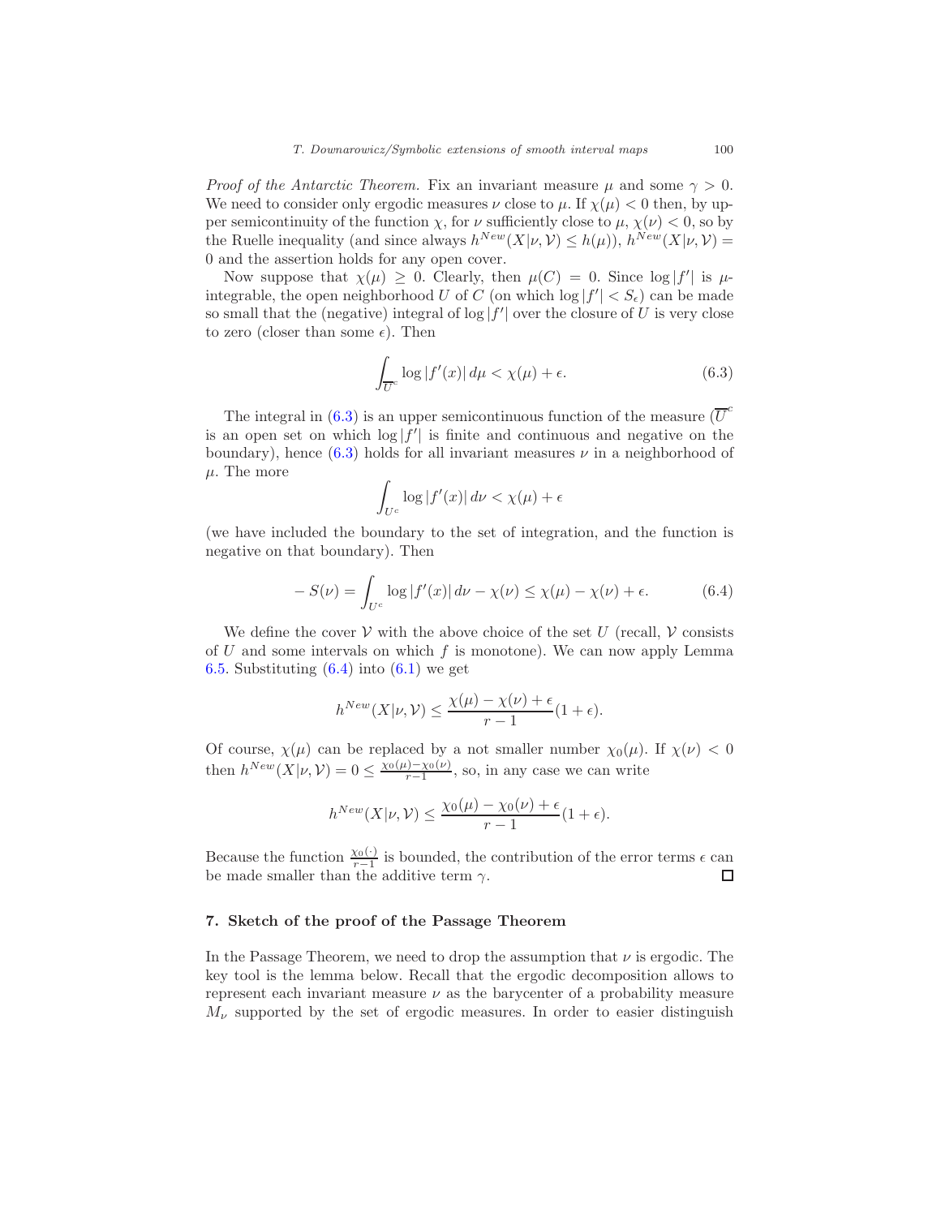*Proof of the Antarctic Theorem.* Fix an invariant measure $\mu$ and some $\gamma > 0$. We need to consider only ergodic measures $\nu$ close to $\mu$. If $\chi(\mu) < 0$ then, by upper semicontinuity of the function $\chi$, for $\nu$ sufficiently close to $\mu$, $\chi(\nu) < 0$, so by the Ruelle inequality (and since always $h^{New}(X|\nu, \mathcal{V}) \le h(\mu)$), $h^{New}(X|\nu, \mathcal{V}) = 0$ and the assertion holds for any open cover.

Now suppose that $\chi(\mu) \ge 0$. Clearly, then $\mu(C) = 0$. Since $\log |f'|$ is $\mu$-integrable, the open neighborhood $U$ of $C$ (on which $\log |f'| < S_\epsilon$) can be made so small that the (negative) integral of $\log |f'|$ over the closure of $U$ is very close to zero (closer than some $\epsilon$). Then

$$\int_{\overline{U}^c} \log |f'(x)| \, d\mu < \chi(\mu) + \epsilon. \tag{6.3}$$

The integral in (6.3) is an upper semicontinuous function of the measure ($\overline{U}^c$ is an open set on which $\log |f'|$ is finite and continuous and negative on the boundary), hence (6.3) holds for all invariant measures $\nu$ in a neighborhood of $\mu$. The more

$$\int_{U^c} \log |f'(x)| \, d\nu < \chi(\mu) + \epsilon$$

(we have included the boundary to the set of integration, and the function is negative on that boundary). Then

$$-S(\nu) = \int_{U^c} \log |f'(x)| \, d\nu - \chi(\nu) \le \chi(\mu) - \chi(\nu) + \epsilon. \tag{6.4}$$

We define the cover $\mathcal{V}$ with the above choice of the set $U$ (recall, $\mathcal{V}$ consists of $U$ and some intervals on which $f$ is monotone). We can now apply Lemma 6.5. Substituting (6.4) into (6.1) we get

$$h^{New}(X|\nu, \mathcal{V}) \le \frac{\chi(\mu) - \chi(\nu) + \epsilon}{r-1}(1 + \epsilon).$$

Of course, $\chi(\mu)$ can be replaced by a not smaller number $\chi_0(\mu)$. If $\chi(\nu) < 0$ then $h^{New}(X|\nu, \mathcal{V}) = 0 \le \frac{\chi_0(\mu) - \chi_0(\nu)}{r-1}$, so, in any case we can write

$$h^{New}(X|\nu, \mathcal{V}) \le \frac{\chi_0(\mu) - \chi_0(\nu) + \epsilon}{r-1}(1 + \epsilon).$$

Because the function $\frac{\chi_0(\cdot)}{r-1}$ is bounded, the contribution of the error terms $\epsilon$ can be made smaller than the additive term $\gamma$. □

## 7. Sketch of the proof of the Passage Theorem

In the Passage Theorem, we need to drop the assumption that $\nu$ is ergodic. The key tool is the lemma below. Recall that the ergodic decomposition allows to represent each invariant measure $\nu$ as the barycenter of a probability measure $M_\nu$ supported by the set of ergodic measures. In order to easier distinguish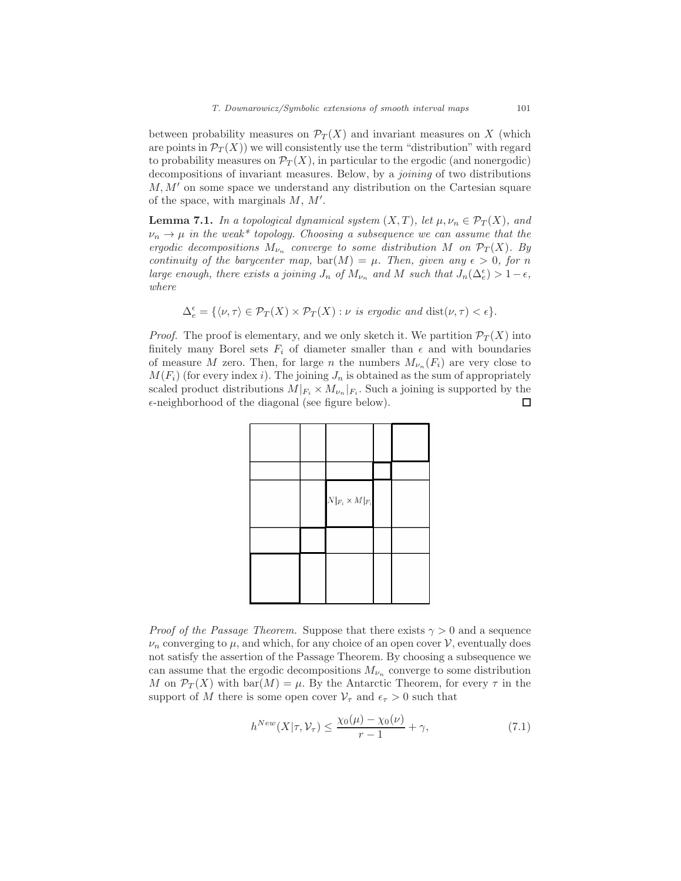between probability measures on $\mathcal{P}_T(X)$ and invariant measures on $X$ (which are points in $\mathcal{P}_T(X)$) we will consistently use the term "distribution" with regard to probability measures on $\mathcal{P}_T(X)$, in particular to the ergodic (and nonergodic) decompositions of invariant measures. Below, by a *joining* of two distributions $M, M'$ on some space we understand any distribution on the Cartesian square of the space, with marginals $M$, $M'$.

**Lemma 7.1.** *In a topological dynamical system $(X,T)$, let $\mu, \nu_n \in \mathcal{P}_T(X)$, and $\nu_n \to \mu$ in the weak\* topology. Choosing a subsequence we can assume that the ergodic decompositions $M_{\nu_n}$ converge to some distribution $M$ on $\mathcal{P}_T(X)$. By continuity of the barycenter map, $\mathrm{bar}(M) = \mu$. Then, given any $\epsilon > 0$, for $n$ large enough, there exists a joining $J_n$ of $M_{\nu_n}$ and $M$ such that $J_n(\Delta_e^\epsilon) > 1 - \epsilon$, where*

$$\Delta_e^\epsilon = \{\langle \nu, \tau \rangle \in \mathcal{P}_T(X) \times \mathcal{P}_T(X) : \nu \text{ is ergodic and } \mathrm{dist}(\nu, \tau) < \epsilon\}.$$

*Proof.* The proof is elementary, and we only sketch it. We partition $\mathcal{P}_T(X)$ into finitely many Borel sets $F_i$ of diameter smaller than $\epsilon$ and with boundaries of measure $M$ zero. Then, for large $n$ the numbers $M_{\nu_n}(F_i)$ are very close to $M(F_i)$ (for every index $i$). The joining $J_n$ is obtained as the sum of appropriately scaled product distributions $M|_{F_i} \times M_{\nu_n}|_{F_i}$. Such a joining is supported by the $\epsilon$-neighborhood of the diagonal (see figure below). □

$N|_{F_i} \times M|_{F_i}$

*Proof of the Passage Theorem.* Suppose that there exists $\gamma > 0$ and a sequence $\nu_n$ converging to $\mu$, and which, for any choice of an open cover $\mathcal{V}$, eventually does not satisfy the assertion of the Passage Theorem. By choosing a subsequence we can assume that the ergodic decompositions $M_{\nu_n}$ converge to some distribution $M$ on $\mathcal{P}_T(X)$ with $\mathrm{bar}(M) = \mu$. By the Antarctic Theorem, for every $\tau$ in the support of $M$ there is some open cover $\mathcal{V}_\tau$ and $\epsilon_\tau > 0$ such that

$$h^{New}(X|\tau, \mathcal{V}_\tau) \leq \frac{\chi_0(\mu) - \chi_0(\nu)}{r-1} + \gamma, \tag{7.1}$$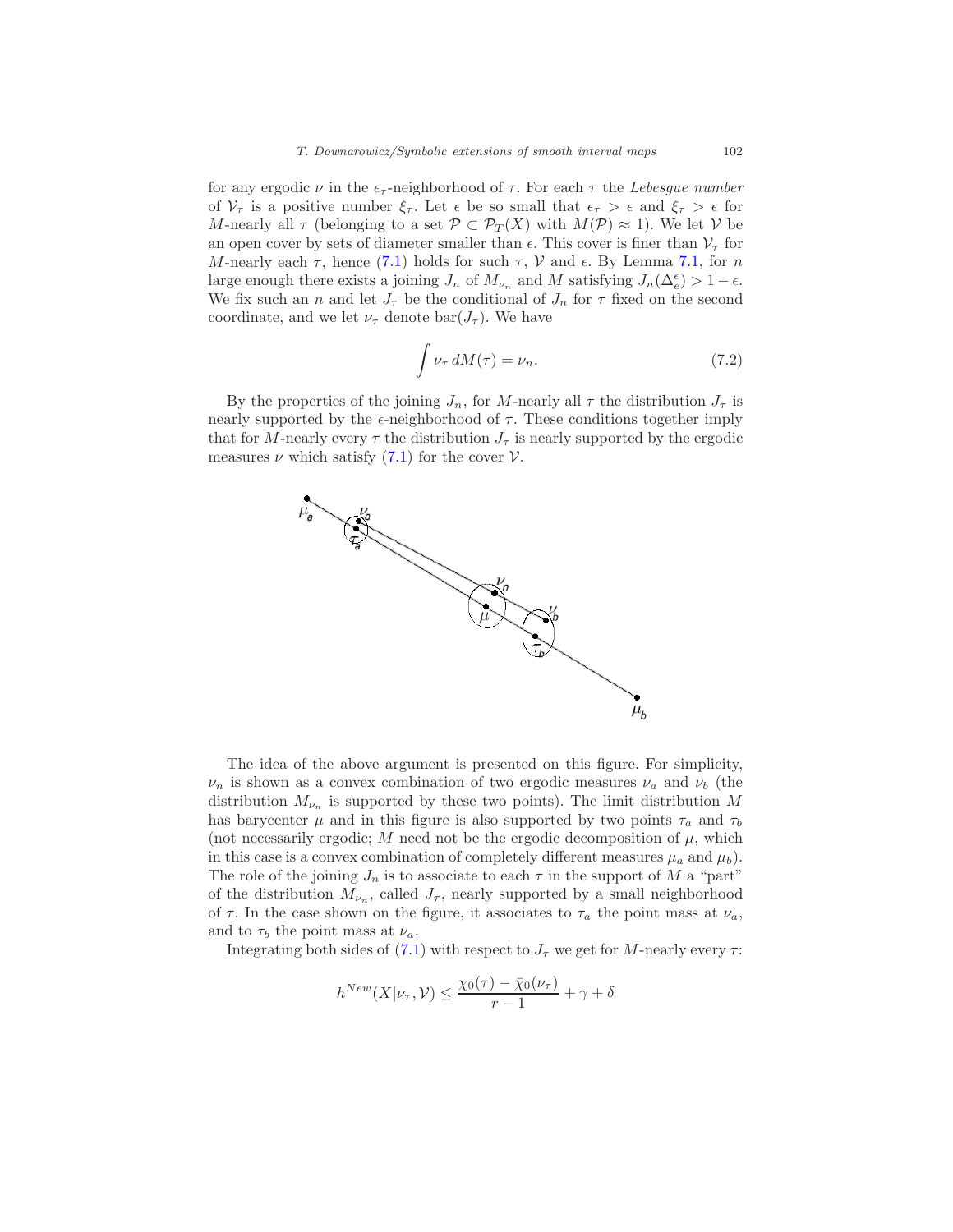for any ergodic $\nu$ in the $\epsilon_\tau$-neighborhood of $\tau$. For each $\tau$ the *Lebesgue number* of $\mathcal{V}_\tau$ is a positive number $\xi_\tau$. Let $\epsilon$ be so small that $\epsilon_\tau > \epsilon$ and $\xi_\tau > \epsilon$ for $M$-nearly all $\tau$ (belonging to a set $\mathcal{P} \subset \mathcal{P}_T(X)$ with $M(\mathcal{P}) \approx 1$). We let $\mathcal{V}$ be an open cover by sets of diameter smaller than $\epsilon$. This cover is finer than $\mathcal{V}_\tau$ for $M$-nearly each $\tau$, hence (7.1) holds for such $\tau$, $\mathcal{V}$ and $\epsilon$. By Lemma 7.1, for $n$ large enough there exists a joining $J_n$ of $M_{\nu_n}$ and $M$ satisfying $J_n(\Delta_\epsilon^\epsilon) > 1 - \epsilon$. We fix such an $n$ and let $J_\tau$ be the conditional of $J_n$ for $\tau$ fixed on the second coordinate, and we let $\nu_\tau$ denote $\mathrm{bar}(J_\tau)$. We have

$$\int \nu_\tau \, dM(\tau) = \nu_n. \tag{7.2}$$

By the properties of the joining $J_n$, for $M$-nearly all $\tau$ the distribution $J_\tau$ is nearly supported by the $\epsilon$-neighborhood of $\tau$. These conditions together imply that for $M$-nearly every $\tau$ the distribution $J_\tau$ is nearly supported by the ergodic measures $\nu$ which satisfy (7.1) for the cover $\mathcal{V}$.

The idea of the above argument is presented on this figure. For simplicity, $\nu_n$ is shown as a convex combination of two ergodic measures $\nu_a$ and $\nu_b$ (the distribution $M_{\nu_n}$ is supported by these two points). The limit distribution $M$ has barycenter $\mu$ and in this figure is also supported by two points $\tau_a$ and $\tau_b$ (not necessarily ergodic; $M$ need not be the ergodic decomposition of $\mu$, which in this case is a convex combination of completely different measures $\mu_a$ and $\mu_b$). The role of the joining $J_n$ is to associate to each $\tau$ in the support of $M$ a "part" of the distribution $M_{\nu_n}$, called $J_\tau$, nearly supported by a small neighborhood of $\tau$. In the case shown on the figure, it associates to $\tau_a$ the point mass at $\nu_a$, and to $\tau_b$ the point mass at $\nu_a$.

Integrating both sides of (7.1) with respect to $J_\tau$ we get for $M$-nearly every $\tau$:

$$h^{New}(X|\nu_\tau, \mathcal{V}) \leq \frac{\chi_0(\tau) - \bar{\chi}_0(\nu_\tau)}{r-1} + \gamma + \delta$$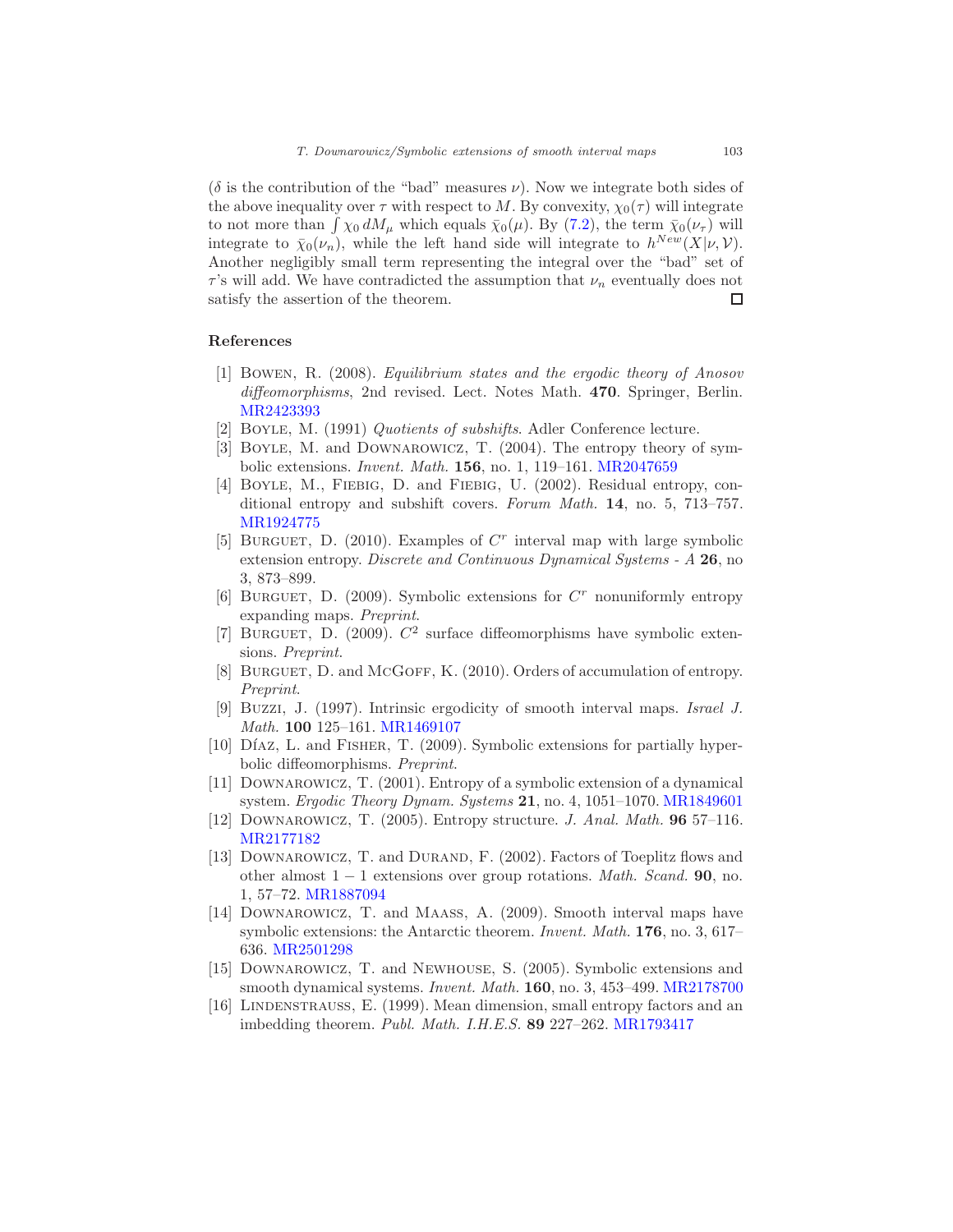($\delta$ is the contribution of the "bad" measures $\nu$). Now we integrate both sides of the above inequality over $\tau$ with respect to $M$. By convexity, $\chi_0(\tau)$ will integrate to not more than $\int \chi_0 \, dM_\mu$ which equals $\bar{\chi}_0(\mu)$. By (7.2), the term $\bar{\chi}_0(\nu_\tau)$ will integrate to $\bar{\chi}_0(\nu_n)$, while the left hand side will integrate to $h^{New}(X|\nu, \mathcal{V})$. Another negligibly small term representing the integral over the "bad" set of $\tau$'s will add. We have contradicted the assumption that $\nu_n$ eventually does not satisfy the assertion of the theorem. □

## References

[1] Bowen, R. (2008). *Equilibrium states and the ergodic theory of Anosov diffeomorphisms*, 2nd revised. Lect. Notes Math. **470**. Springer, Berlin. MR2423393

[2] Boyle, M. (1991) *Quotients of subshifts*. Adler Conference lecture.

[3] Boyle, M. and Downarowicz, T. (2004). The entropy theory of symbolic extensions. *Invent. Math.* **156**, no. 1, 119–161. MR2047659

[4] Boyle, M., Fiebig, D. and Fiebig, U. (2002). Residual entropy, conditional entropy and subshift covers. *Forum Math.* **14**, no. 5, 713–757. MR1924775

[5] Burguet, D. (2010). Examples of $C^r$ interval map with large symbolic extension entropy. *Discrete and Continuous Dynamical Systems - A* **26**, no 3, 873–899.

[6] Burguet, D. (2009). Symbolic extensions for $C^r$ nonuniformly entropy expanding maps. *Preprint*.

[7] Burguet, D. (2009). $C^2$ surface diffeomorphisms have symbolic extensions. *Preprint*.

[8] Burguet, D. and McGoff, K. (2010). Orders of accumulation of entropy. *Preprint*.

[9] Buzzi, J. (1997). Intrinsic ergodicity of smooth interval maps. *Israel J. Math.* **100** 125–161. MR1469107

[10] Díaz, L. and Fisher, T. (2009). Symbolic extensions for partially hyperbolic diffeomorphisms. *Preprint*.

[11] Downarowicz, T. (2001). Entropy of a symbolic extension of a dynamical system. *Ergodic Theory Dynam. Systems* **21**, no. 4, 1051–1070. MR1849601

[12] Downarowicz, T. (2005). Entropy structure. *J. Anal. Math.* **96** 57–116. MR2177182

[13] Downarowicz, T. and Durand, F. (2002). Factors of Toeplitz flows and other almost $1-1$ extensions over group rotations. *Math. Scand.* **90**, no. 1, 57–72. MR1887094

[14] Downarowicz, T. and Maass, A. (2009). Smooth interval maps have symbolic extensions: the Antarctic theorem. *Invent. Math.* **176**, no. 3, 617–636. MR2501298

[15] Downarowicz, T. and Newhouse, S. (2005). Symbolic extensions and smooth dynamical systems. *Invent. Math.* **160**, no. 3, 453–499. MR2178700

[16] Lindenstrauss, E. (1999). Mean dimension, small entropy factors and an imbedding theorem. *Publ. Math. I.H.E.S.* **89** 227–262. MR1793417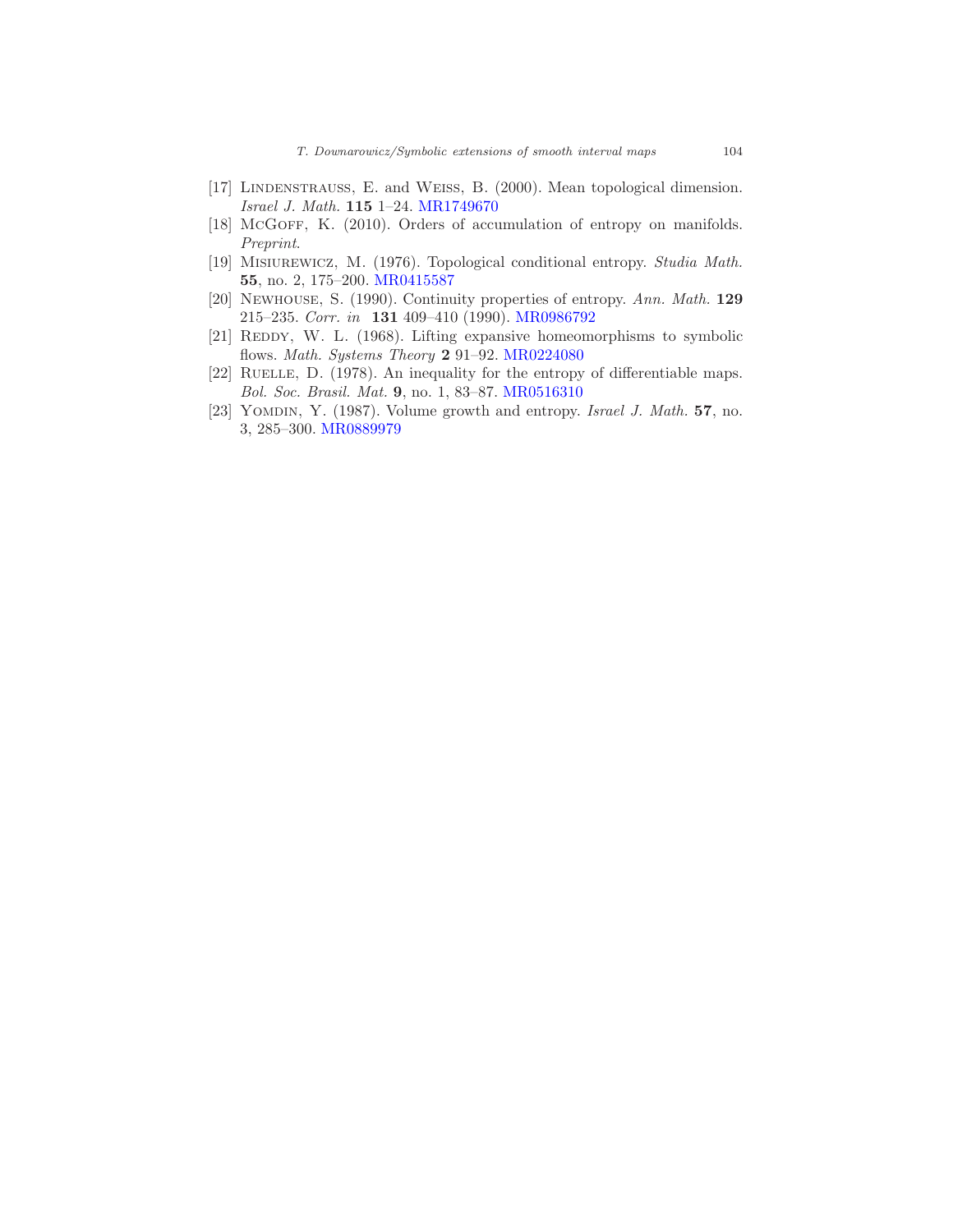[17] Lindenstrauss, E. and Weiss, B. (2000). Mean topological dimension. *Israel J. Math.* **115** 1–24. MR1749670

[18] McGoff, K. (2010). Orders of accumulation of entropy on manifolds. *Preprint*.

[19] Misiurewicz, M. (1976). Topological conditional entropy. *Studia Math.* **55**, no. 2, 175–200. MR0415587

[20] Newhouse, S. (1990). Continuity properties of entropy. *Ann. Math.* **129** 215–235. *Corr. in* **131** 409–410 (1990). MR0986792

[21] Reddy, W. L. (1968). Lifting expansive homeomorphisms to symbolic flows. *Math. Systems Theory* **2** 91–92. MR0224080

[22] Ruelle, D. (1978). An inequality for the entropy of differentiable maps. *Bol. Soc. Brasil. Mat.* **9**, no. 1, 83–87. MR0516310

[23] Yomdin, Y. (1987). Volume growth and entropy. *Israel J. Math.* **57**, no. 3, 285–300. MR0889979